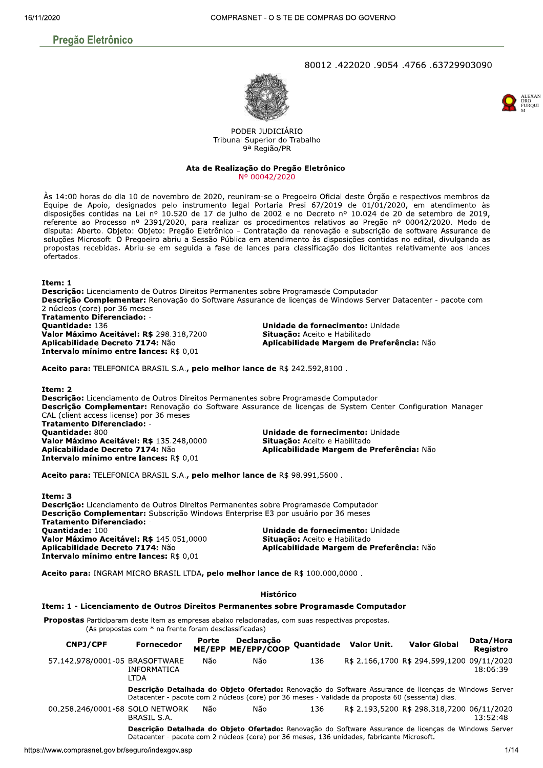## Pregão Eletrônico

80012 .422020 .9054 .4766 .63729903090

ALEXANDRO FURQUIM

PODER JUDICIÁRIO
Tribunal Superior do Trabalho
9ª Região/PR

### Ata de Realização do Pregão Eletrônico
Nº 00042/2020

Às 14:00 horas do dia 10 de novembro de 2020, reuniram-se o Pregoeiro Oficial deste Órgão e respectivos membros da Equipe de Apoio, designados pelo instrumento legal Portaria Presi 67/2019 de 01/01/2020, em atendimento às disposições contidas na Lei nº 10.520 de 17 de julho de 2002 e no Decreto nº 10.024 de 20 de setembro de 2019, referente ao Processo nº 2391/2020, para realizar os procedimentos relativos ao Pregão nº 00042/2020. Modo de disputa: Aberto. Objeto: Objeto: Pregão Eletrônico - Contratação da renovação e subscrição de software Assurance de soluções Microsoft. O Pregoeiro abriu a Sessão Pública em atendimento às disposições contidas no edital, divulgando as propostas recebidas. Abriu-se em seguida a fase de lances para classificação dos licitantes relativamente aos lances ofertados.

**Item: 1**
**Descrição:** Licenciamento de Outros Direitos Permanentes sobre Programasde Computador
**Descrição Complementar:** Renovação do Software Assurance de licenças de Windows Server Datacenter - pacote com 2 núcleos (core) por 36 meses
**Tratamento Diferenciado:** -
**Quantidade:** 136
**Valor Máximo Aceitável: R$** 298.318,7200
**Aplicabilidade Decreto 7174:** Não
**Intervalo mínimo entre lances:** R$ 0,01
**Unidade de fornecimento:** Unidade
**Situação:** Aceito e Habilitado
**Aplicabilidade Margem de Preferência:** Não

**Aceito para:** TELEFONICA BRASIL S.A.**, pelo melhor lance de** R$ 242.592,8100 .

**Item: 2**
**Descrição:** Licenciamento de Outros Direitos Permanentes sobre Programasde Computador
**Descrição Complementar:** Renovação do Software Assurance de licenças de System Center Configuration Manager CAL (client access license) por 36 meses
**Tratamento Diferenciado:** -
**Quantidade:** 800
**Valor Máximo Aceitável: R$** 135.248,0000
**Aplicabilidade Decreto 7174:** Não
**Intervalo mínimo entre lances:** R$ 0,01
**Unidade de fornecimento:** Unidade
**Situação:** Aceito e Habilitado
**Aplicabilidade Margem de Preferência:** Não

**Aceito para:** TELEFONICA BRASIL S.A.**, pelo melhor lance de** R$ 98.991,5600 .

**Item: 3**
**Descrição:** Licenciamento de Outros Direitos Permanentes sobre Programasde Computador
**Descrição Complementar:** Subscrição Windows Enterprise E3 por usuário por 36 meses
**Tratamento Diferenciado:** -
**Quantidade:** 100
**Valor Máximo Aceitável: R$** 145.051,0000
**Aplicabilidade Decreto 7174:** Não
**Intervalo mínimo entre lances:** R$ 0,01
**Unidade de fornecimento:** Unidade
**Situação:** Aceito e Habilitado
**Aplicabilidade Margem de Preferência:** Não

**Aceito para:** INGRAM MICRO BRASIL LTDA**, pelo melhor lance de** R$ 100.000,0000 .

### Histórico

**Item: 1 - Licenciamento de Outros Direitos Permanentes sobre Programasde Computador**

**Propostas** Participaram deste item as empresas abaixo relacionadas, com suas respectivas propostas.
(As propostas com * na frente foram desclassificadas)

| CNPJ/CPF | Fornecedor | Porte ME/EPP | Declaração ME/EPP/COOP | Quantidade | Valor Unit. | Valor Global | Data/Hora Registro |
|---|---|---|---|---|---|---|---|
| 57.142.978/0001-05 | BRASOFTWARE INFORMATICA LTDA | Não | Não | 136 | R$ 2.166,1700 | R$ 294.599,1200 | 09/11/2020 18:06:39 |
| | **Descrição Detalhada do Objeto Ofertado:** Renovação do Software Assurance de licenças de Windows Server Datacenter - pacote com 2 núcleos (core) por 36 meses - Validade da proposta 60 (sessenta) dias. | | | | | | |
| 00.258.246/0001-68 | SOLO NETWORK BRASIL S.A. | Não | Não | 136 | R$ 2.193,5200 | R$ 298.318,7200 | 06/11/2020 13:52:48 |
| | **Descrição Detalhada do Objeto Ofertado:** Renovação do Software Assurance de licenças de Windows Server Datacenter - pacote com 2 núcleos (core) por 36 meses, 136 unidades, fabricante Microsoft. | | | | | | |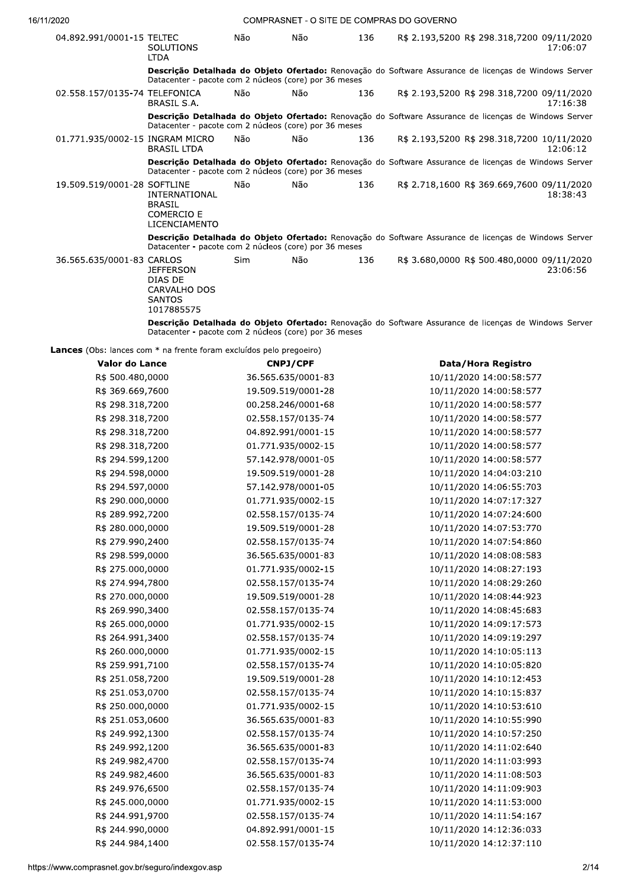| | | | | | | | |
|---|---|---|---|---|---|---|---|
| 04.892.991/0001-15 | TELTEC SOLUTIONS LTDA | Não | Não | 136 | R$ 2.193,5200 | R$ 298.318,7200 | 09/11/2020 17:06:07 |
| | **Descrição Detalhada do Objeto Ofertado:** Renovação do Software Assurance de licenças de Windows Server Datacenter - pacote com 2 núcleos (core) por 36 meses | | | | | | |
| 02.558.157/0135-74 | TELEFONICA BRASIL S.A. | Não | Não | 136 | R$ 2.193,5200 | R$ 298.318,7200 | 09/11/2020 17:16:38 |
| | **Descrição Detalhada do Objeto Ofertado:** Renovação do Software Assurance de licenças de Windows Server Datacenter - pacote com 2 núcleos (core) por 36 meses | | | | | | |
| 01.771.935/0002-15 | INGRAM MICRO BRASIL LTDA | Não | Não | 136 | R$ 2.193,5200 | R$ 298.318,7200 | 10/11/2020 12:06:12 |
| | **Descrição Detalhada do Objeto Ofertado:** Renovação do Software Assurance de licenças de Windows Server Datacenter - pacote com 2 núcleos (core) por 36 meses | | | | | | |
| 19.509.519/0001-28 | SOFTLINE INTERNATIONAL BRASIL COMERCIO E LICENCIAMENTO | Não | Não | 136 | R$ 2.718,1600 | R$ 369.669,7600 | 09/11/2020 18:38:43 |
| | **Descrição Detalhada do Objeto Ofertado:** Renovação do Software Assurance de licenças de Windows Server Datacenter - pacote com 2 núcleos (core) por 36 meses | | | | | | |
| 36.565.635/0001-83 | CARLOS JEFFERSON DIAS DE CARVALHO DOS SANTOS 1017885575 | Sim | Não | 136 | R$ 3.680,0000 | R$ 500.480,0000 | 09/11/2020 23:06:56 |
| | **Descrição Detalhada do Objeto Ofertado:** Renovação do Software Assurance de licenças de Windows Server Datacenter - pacote com 2 núcleos (core) por 36 meses | | | | | | |

**Lances** (Obs: lances com * na frente foram excluídos pelo pregoeiro)

| Valor do Lance | CNPJ/CPF | Data/Hora Registro |
|---|---|---|
| R$ 500.480,0000 | 36.565.635/0001-83 | 10/11/2020 14:00:58:577 |
| R$ 369.669,7600 | 19.509.519/0001-28 | 10/11/2020 14:00:58:577 |
| R$ 298.318,7200 | 00.258.246/0001-68 | 10/11/2020 14:00:58:577 |
| R$ 298.318,7200 | 02.558.157/0135-74 | 10/11/2020 14:00:58:577 |
| R$ 298.318,7200 | 04.892.991/0001-15 | 10/11/2020 14:00:58:577 |
| R$ 298.318,7200 | 01.771.935/0002-15 | 10/11/2020 14:00:58:577 |
| R$ 294.599,1200 | 57.142.978/0001-05 | 10/11/2020 14:00:58:577 |
| R$ 294.598,0000 | 19.509.519/0001-28 | 10/11/2020 14:04:03:210 |
| R$ 294.597,0000 | 57.142.978/0001-05 | 10/11/2020 14:06:55:703 |
| R$ 290.000,0000 | 01.771.935/0002-15 | 10/11/2020 14:07:17:327 |
| R$ 289.992,7200 | 02.558.157/0135-74 | 10/11/2020 14:07:24:600 |
| R$ 280.000,0000 | 19.509.519/0001-28 | 10/11/2020 14:07:53:770 |
| R$ 279.990,2400 | 02.558.157/0135-74 | 10/11/2020 14:07:54:860 |
| R$ 298.599,0000 | 36.565.635/0001-83 | 10/11/2020 14:08:08:583 |
| R$ 275.000,0000 | 01.771.935/0002-15 | 10/11/2020 14:08:27:193 |
| R$ 274.994,7800 | 02.558.157/0135-74 | 10/11/2020 14:08:29:260 |
| R$ 270.000,0000 | 19.509.519/0001-28 | 10/11/2020 14:08:44:923 |
| R$ 269.990,3400 | 02.558.157/0135-74 | 10/11/2020 14:08:45:683 |
| R$ 265.000,0000 | 01.771.935/0002-15 | 10/11/2020 14:09:17:573 |
| R$ 264.991,3400 | 02.558.157/0135-74 | 10/11/2020 14:09:19:297 |
| R$ 260.000,0000 | 01.771.935/0002-15 | 10/11/2020 14:10:05:113 |
| R$ 259.991,7100 | 02.558.157/0135-74 | 10/11/2020 14:10:05:820 |
| R$ 251.058,7200 | 19.509.519/0001-28 | 10/11/2020 14:10:12:453 |
| R$ 251.053,0700 | 02.558.157/0135-74 | 10/11/2020 14:10:15:837 |
| R$ 250.000,0000 | 01.771.935/0002-15 | 10/11/2020 14:10:53:610 |
| R$ 251.053,0600 | 36.565.635/0001-83 | 10/11/2020 14:10:55:990 |
| R$ 249.992,1300 | 02.558.157/0135-74 | 10/11/2020 14:10:57:250 |
| R$ 249.992,1200 | 36.565.635/0001-83 | 10/11/2020 14:11:02:640 |
| R$ 249.982,4700 | 02.558.157/0135-74 | 10/11/2020 14:11:03:993 |
| R$ 249.982,4600 | 36.565.635/0001-83 | 10/11/2020 14:11:08:503 |
| R$ 249.976,6500 | 02.558.157/0135-74 | 10/11/2020 14:11:09:903 |
| R$ 245.000,0000 | 01.771.935/0002-15 | 10/11/2020 14:11:53:000 |
| R$ 244.991,9700 | 02.558.157/0135-74 | 10/11/2020 14:11:54:167 |
| R$ 244.990,0000 | 04.892.991/0001-15 | 10/11/2020 14:12:36:033 |
| R$ 244.984,1400 | 02.558.157/0135-74 | 10/11/2020 14:12:37:110 |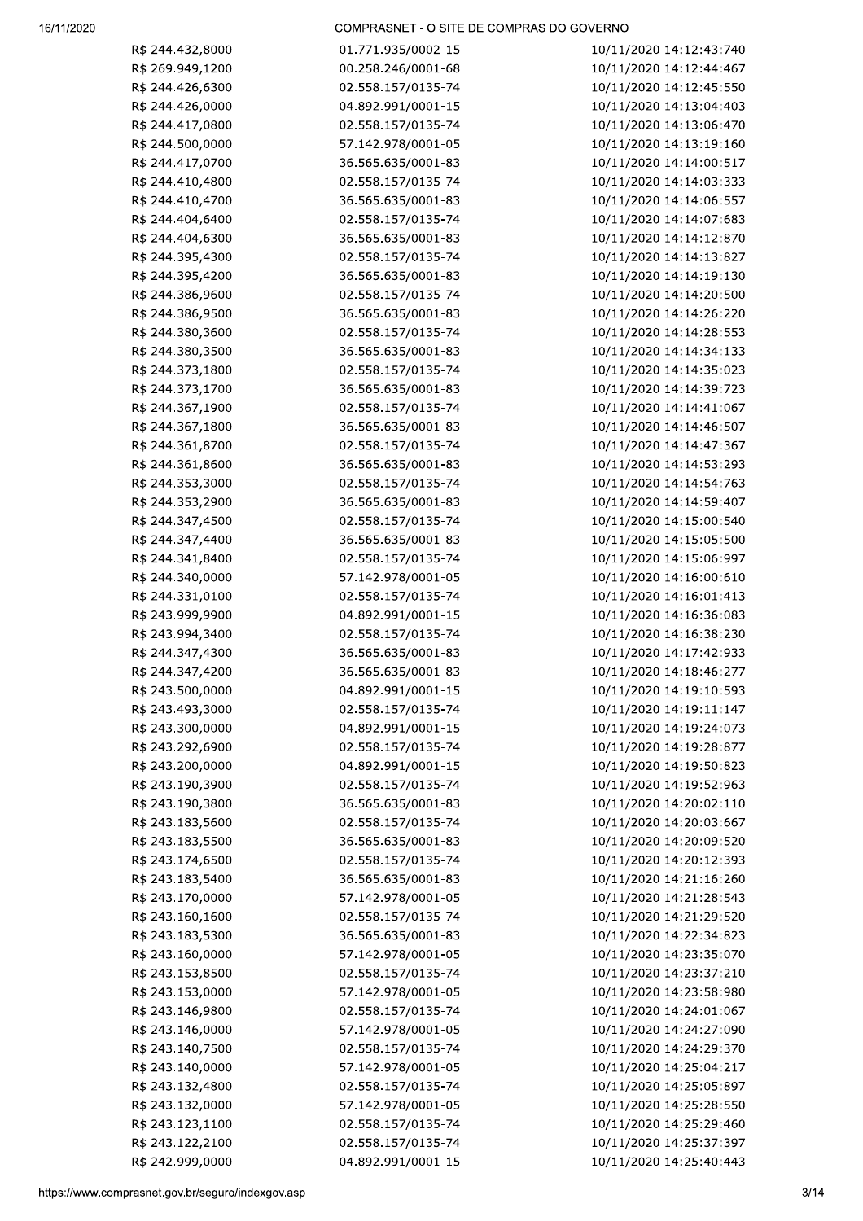| | | |
|---|---|---|
| R$ 244.432,8000 | 01.771.935/0002-15 | 10/11/2020 14:12:43:740 |
| R$ 269.949,1200 | 00.258.246/0001-68 | 10/11/2020 14:12:44:467 |
| R$ 244.426,6300 | 02.558.157/0135-74 | 10/11/2020 14:12:45:550 |
| R$ 244.426,0000 | 04.892.991/0001-15 | 10/11/2020 14:13:04:403 |
| R$ 244.417,0800 | 02.558.157/0135-74 | 10/11/2020 14:13:06:470 |
| R$ 244.500,0000 | 57.142.978/0001-05 | 10/11/2020 14:13:19:160 |
| R$ 244.417,0700 | 36.565.635/0001-83 | 10/11/2020 14:14:00:517 |
| R$ 244.410,4800 | 02.558.157/0135-74 | 10/11/2020 14:14:03:333 |
| R$ 244.410,4700 | 36.565.635/0001-83 | 10/11/2020 14:14:06:557 |
| R$ 244.404,6400 | 02.558.157/0135-74 | 10/11/2020 14:14:07:683 |
| R$ 244.404,6300 | 36.565.635/0001-83 | 10/11/2020 14:14:12:870 |
| R$ 244.395,4300 | 02.558.157/0135-74 | 10/11/2020 14:14:13:827 |
| R$ 244.395,4200 | 36.565.635/0001-83 | 10/11/2020 14:14:19:130 |
| R$ 244.386,9600 | 02.558.157/0135-74 | 10/11/2020 14:14:20:500 |
| R$ 244.386,9500 | 36.565.635/0001-83 | 10/11/2020 14:14:26:220 |
| R$ 244.380,3600 | 02.558.157/0135-74 | 10/11/2020 14:14:28:553 |
| R$ 244.380,3500 | 36.565.635/0001-83 | 10/11/2020 14:14:34:133 |
| R$ 244.373,1800 | 02.558.157/0135-74 | 10/11/2020 14:14:35:023 |
| R$ 244.373,1700 | 36.565.635/0001-83 | 10/11/2020 14:14:39:723 |
| R$ 244.367,1900 | 02.558.157/0135-74 | 10/11/2020 14:14:41:067 |
| R$ 244.367,1800 | 36.565.635/0001-83 | 10/11/2020 14:14:46:507 |
| R$ 244.361,8700 | 02.558.157/0135-74 | 10/11/2020 14:14:47:367 |
| R$ 244.361,8600 | 36.565.635/0001-83 | 10/11/2020 14:14:53:293 |
| R$ 244.353,3000 | 02.558.157/0135-74 | 10/11/2020 14:14:54:763 |
| R$ 244.353,2900 | 36.565.635/0001-83 | 10/11/2020 14:14:59:407 |
| R$ 244.347,4500 | 02.558.157/0135-74 | 10/11/2020 14:15:00:540 |
| R$ 244.347,4400 | 36.565.635/0001-83 | 10/11/2020 14:15:05:500 |
| R$ 244.341,8400 | 02.558.157/0135-74 | 10/11/2020 14:15:06:997 |
| R$ 244.340,0000 | 57.142.978/0001-05 | 10/11/2020 14:16:00:610 |
| R$ 244.331,0100 | 02.558.157/0135-74 | 10/11/2020 14:16:01:413 |
| R$ 243.999,9900 | 04.892.991/0001-15 | 10/11/2020 14:16:36:083 |
| R$ 243.994,3400 | 02.558.157/0135-74 | 10/11/2020 14:16:38:230 |
| R$ 244.347,4300 | 36.565.635/0001-83 | 10/11/2020 14:17:42:933 |
| R$ 244.347,4200 | 36.565.635/0001-83 | 10/11/2020 14:18:46:277 |
| R$ 243.500,0000 | 04.892.991/0001-15 | 10/11/2020 14:19:10:593 |
| R$ 243.493,3000 | 02.558.157/0135-74 | 10/11/2020 14:19:11:147 |
| R$ 243.300,0000 | 04.892.991/0001-15 | 10/11/2020 14:19:24:073 |
| R$ 243.292,6900 | 02.558.157/0135-74 | 10/11/2020 14:19:28:877 |
| R$ 243.200,0000 | 04.892.991/0001-15 | 10/11/2020 14:19:50:823 |
| R$ 243.190,3900 | 02.558.157/0135-74 | 10/11/2020 14:19:52:963 |
| R$ 243.190,3800 | 36.565.635/0001-83 | 10/11/2020 14:20:02:110 |
| R$ 243.183,5600 | 02.558.157/0135-74 | 10/11/2020 14:20:03:667 |
| R$ 243.183,5500 | 36.565.635/0001-83 | 10/11/2020 14:20:09:520 |
| R$ 243.174,6500 | 02.558.157/0135-74 | 10/11/2020 14:20:12:393 |
| R$ 243.183,5400 | 36.565.635/0001-83 | 10/11/2020 14:21:16:260 |
| R$ 243.170,0000 | 57.142.978/0001-05 | 10/11/2020 14:21:28:543 |
| R$ 243.160,1600 | 02.558.157/0135-74 | 10/11/2020 14:21:29:520 |
| R$ 243.183,5300 | 36.565.635/0001-83 | 10/11/2020 14:22:34:823 |
| R$ 243.160,0000 | 57.142.978/0001-05 | 10/11/2020 14:23:35:070 |
| R$ 243.153,8500 | 02.558.157/0135-74 | 10/11/2020 14:23:37:210 |
| R$ 243.153,0000 | 57.142.978/0001-05 | 10/11/2020 14:23:58:980 |
| R$ 243.146,9800 | 02.558.157/0135-74 | 10/11/2020 14:24:01:067 |
| R$ 243.146,0000 | 57.142.978/0001-05 | 10/11/2020 14:24:27:090 |
| R$ 243.140,7500 | 02.558.157/0135-74 | 10/11/2020 14:24:29:370 |
| R$ 243.140,0000 | 57.142.978/0001-05 | 10/11/2020 14:25:04:217 |
| R$ 243.132,4800 | 02.558.157/0135-74 | 10/11/2020 14:25:05:897 |
| R$ 243.132,0000 | 57.142.978/0001-05 | 10/11/2020 14:25:28:550 |
| R$ 243.123,1100 | 02.558.157/0135-74 | 10/11/2020 14:25:29:460 |
| R$ 243.122,2100 | 02.558.157/0135-74 | 10/11/2020 14:25:37:397 |
| R$ 242.999,0000 | 04.892.991/0001-15 | 10/11/2020 14:25:40:443 |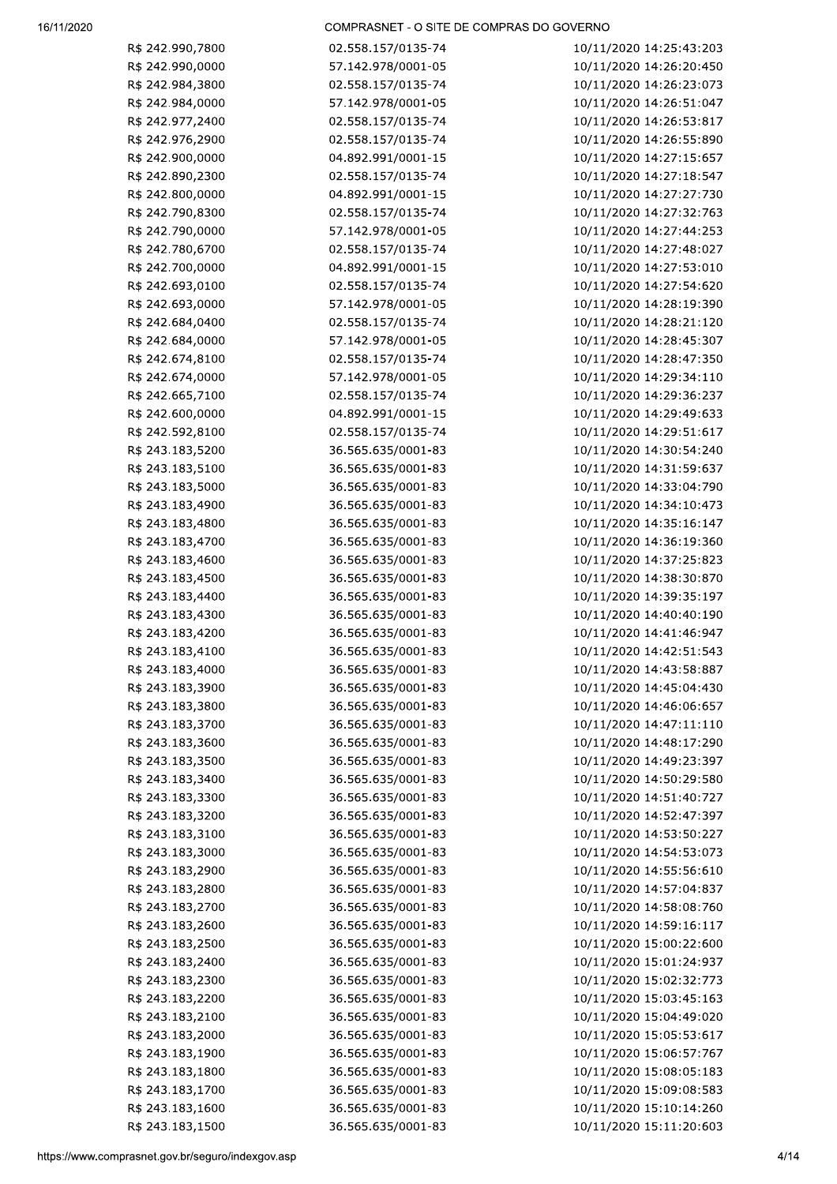| | | |
|---|---|---|
| R$ 242.990,7800 | 02.558.157/0135-74 | 10/11/2020 14:25:43:203 |
| R$ 242.990,0000 | 57.142.978/0001-05 | 10/11/2020 14:26:20:450 |
| R$ 242.984,3800 | 02.558.157/0135-74 | 10/11/2020 14:26:23:073 |
| R$ 242.984,0000 | 57.142.978/0001-05 | 10/11/2020 14:26:51:047 |
| R$ 242.977,2400 | 02.558.157/0135-74 | 10/11/2020 14:26:53:817 |
| R$ 242.976,2900 | 02.558.157/0135-74 | 10/11/2020 14:26:55:890 |
| R$ 242.900,0000 | 04.892.991/0001-15 | 10/11/2020 14:27:15:657 |
| R$ 242.890,2300 | 02.558.157/0135-74 | 10/11/2020 14:27:18:547 |
| R$ 242.800,0000 | 04.892.991/0001-15 | 10/11/2020 14:27:27:730 |
| R$ 242.790,8300 | 02.558.157/0135-74 | 10/11/2020 14:27:32:763 |
| R$ 242.790,0000 | 57.142.978/0001-05 | 10/11/2020 14:27:44:253 |
| R$ 242.780,6700 | 02.558.157/0135-74 | 10/11/2020 14:27:48:027 |
| R$ 242.700,0000 | 04.892.991/0001-15 | 10/11/2020 14:27:53:010 |
| R$ 242.693,0100 | 02.558.157/0135-74 | 10/11/2020 14:27:54:620 |
| R$ 242.693,0000 | 57.142.978/0001-05 | 10/11/2020 14:28:19:390 |
| R$ 242.684,0400 | 02.558.157/0135-74 | 10/11/2020 14:28:21:120 |
| R$ 242.684,0000 | 57.142.978/0001-05 | 10/11/2020 14:28:45:307 |
| R$ 242.674,8100 | 02.558.157/0135-74 | 10/11/2020 14:28:47:350 |
| R$ 242.674,0000 | 57.142.978/0001-05 | 10/11/2020 14:29:34:110 |
| R$ 242.665,7100 | 02.558.157/0135-74 | 10/11/2020 14:29:36:237 |
| R$ 242.600,0000 | 04.892.991/0001-15 | 10/11/2020 14:29:49:633 |
| R$ 242.592,8100 | 02.558.157/0135-74 | 10/11/2020 14:29:51:617 |
| R$ 243.183,5200 | 36.565.635/0001-83 | 10/11/2020 14:30:54:240 |
| R$ 243.183,5100 | 36.565.635/0001-83 | 10/11/2020 14:31:59:637 |
| R$ 243.183,5000 | 36.565.635/0001-83 | 10/11/2020 14:33:04:790 |
| R$ 243.183,4900 | 36.565.635/0001-83 | 10/11/2020 14:34:10:473 |
| R$ 243.183,4800 | 36.565.635/0001-83 | 10/11/2020 14:35:16:147 |
| R$ 243.183,4700 | 36.565.635/0001-83 | 10/11/2020 14:36:19:360 |
| R$ 243.183,4600 | 36.565.635/0001-83 | 10/11/2020 14:37:25:823 |
| R$ 243.183,4500 | 36.565.635/0001-83 | 10/11/2020 14:38:30:870 |
| R$ 243.183,4400 | 36.565.635/0001-83 | 10/11/2020 14:39:35:197 |
| R$ 243.183,4300 | 36.565.635/0001-83 | 10/11/2020 14:40:40:190 |
| R$ 243.183,4200 | 36.565.635/0001-83 | 10/11/2020 14:41:46:947 |
| R$ 243.183,4100 | 36.565.635/0001-83 | 10/11/2020 14:42:51:543 |
| R$ 243.183,4000 | 36.565.635/0001-83 | 10/11/2020 14:43:58:887 |
| R$ 243.183,3900 | 36.565.635/0001-83 | 10/11/2020 14:45:04:430 |
| R$ 243.183,3800 | 36.565.635/0001-83 | 10/11/2020 14:46:06:657 |
| R$ 243.183,3700 | 36.565.635/0001-83 | 10/11/2020 14:47:11:110 |
| R$ 243.183,3600 | 36.565.635/0001-83 | 10/11/2020 14:48:17:290 |
| R$ 243.183,3500 | 36.565.635/0001-83 | 10/11/2020 14:49:23:397 |
| R$ 243.183,3400 | 36.565.635/0001-83 | 10/11/2020 14:50:29:580 |
| R$ 243.183,3300 | 36.565.635/0001-83 | 10/11/2020 14:51:40:727 |
| R$ 243.183,3200 | 36.565.635/0001-83 | 10/11/2020 14:52:47:397 |
| R$ 243.183,3100 | 36.565.635/0001-83 | 10/11/2020 14:53:50:227 |
| R$ 243.183,3000 | 36.565.635/0001-83 | 10/11/2020 14:54:53:073 |
| R$ 243.183,2900 | 36.565.635/0001-83 | 10/11/2020 14:55:56:610 |
| R$ 243.183,2800 | 36.565.635/0001-83 | 10/11/2020 14:57:04:837 |
| R$ 243.183,2700 | 36.565.635/0001-83 | 10/11/2020 14:58:08:760 |
| R$ 243.183,2600 | 36.565.635/0001-83 | 10/11/2020 14:59:16:117 |
| R$ 243.183,2500 | 36.565.635/0001-83 | 10/11/2020 15:00:22:600 |
| R$ 243.183,2400 | 36.565.635/0001-83 | 10/11/2020 15:01:24:937 |
| R$ 243.183,2300 | 36.565.635/0001-83 | 10/11/2020 15:02:32:773 |
| R$ 243.183,2200 | 36.565.635/0001-83 | 10/11/2020 15:03:45:163 |
| R$ 243.183,2100 | 36.565.635/0001-83 | 10/11/2020 15:04:49:020 |
| R$ 243.183,2000 | 36.565.635/0001-83 | 10/11/2020 15:05:53:617 |
| R$ 243.183,1900 | 36.565.635/0001-83 | 10/11/2020 15:06:57:767 |
| R$ 243.183,1800 | 36.565.635/0001-83 | 10/11/2020 15:08:05:183 |
| R$ 243.183,1700 | 36.565.635/0001-83 | 10/11/2020 15:09:08:583 |
| R$ 243.183,1600 | 36.565.635/0001-83 | 10/11/2020 15:10:14:260 |
| R$ 243.183,1500 | 36.565.635/0001-83 | 10/11/2020 15:11:20:603 |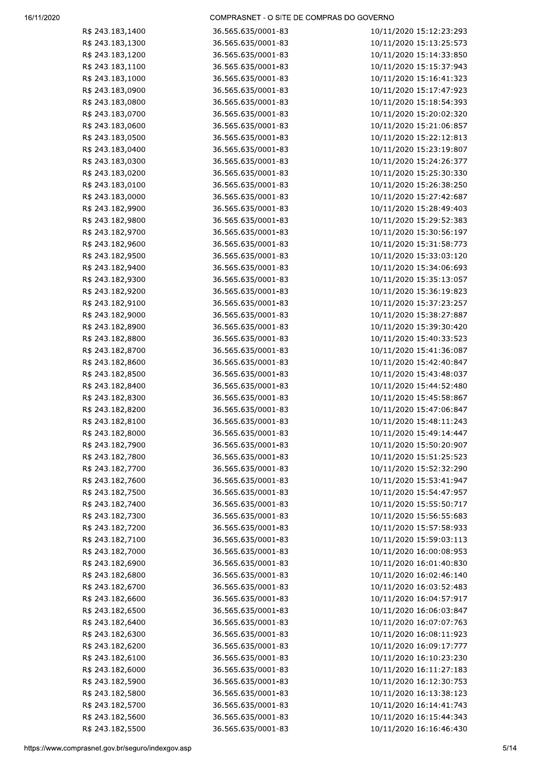| | | |
|---|---|---|
| R$ 243.183,1400 | 36.565.635/0001-83 | 10/11/2020 15:12:23:293 |
| R$ 243.183,1300 | 36.565.635/0001-83 | 10/11/2020 15:13:25:573 |
| R$ 243.183,1200 | 36.565.635/0001-83 | 10/11/2020 15:14:33:850 |
| R$ 243.183,1100 | 36.565.635/0001-83 | 10/11/2020 15:15:37:943 |
| R$ 243.183,1000 | 36.565.635/0001-83 | 10/11/2020 15:16:41:323 |
| R$ 243.183,0900 | 36.565.635/0001-83 | 10/11/2020 15:17:47:923 |
| R$ 243.183,0800 | 36.565.635/0001-83 | 10/11/2020 15:18:54:393 |
| R$ 243.183,0700 | 36.565.635/0001-83 | 10/11/2020 15:20:02:320 |
| R$ 243.183,0600 | 36.565.635/0001-83 | 10/11/2020 15:21:06:857 |
| R$ 243.183,0500 | 36.565.635/0001-83 | 10/11/2020 15:22:12:813 |
| R$ 243.183,0400 | 36.565.635/0001-83 | 10/11/2020 15:23:19:807 |
| R$ 243.183,0300 | 36.565.635/0001-83 | 10/11/2020 15:24:26:377 |
| R$ 243.183,0200 | 36.565.635/0001-83 | 10/11/2020 15:25:30:330 |
| R$ 243.183,0100 | 36.565.635/0001-83 | 10/11/2020 15:26:38:250 |
| R$ 243.183,0000 | 36.565.635/0001-83 | 10/11/2020 15:27:42:687 |
| R$ 243.182,9900 | 36.565.635/0001-83 | 10/11/2020 15:28:49:403 |
| R$ 243.182,9800 | 36.565.635/0001-83 | 10/11/2020 15:29:52:383 |
| R$ 243.182,9700 | 36.565.635/0001-83 | 10/11/2020 15:30:56:197 |
| R$ 243.182,9600 | 36.565.635/0001-83 | 10/11/2020 15:31:58:773 |
| R$ 243.182,9500 | 36.565.635/0001-83 | 10/11/2020 15:33:03:120 |
| R$ 243.182,9400 | 36.565.635/0001-83 | 10/11/2020 15:34:06:693 |
| R$ 243.182,9300 | 36.565.635/0001-83 | 10/11/2020 15:35:13:057 |
| R$ 243.182,9200 | 36.565.635/0001-83 | 10/11/2020 15:36:19:823 |
| R$ 243.182,9100 | 36.565.635/0001-83 | 10/11/2020 15:37:23:257 |
| R$ 243.182,9000 | 36.565.635/0001-83 | 10/11/2020 15:38:27:887 |
| R$ 243.182,8900 | 36.565.635/0001-83 | 10/11/2020 15:39:30:420 |
| R$ 243.182,8800 | 36.565.635/0001-83 | 10/11/2020 15:40:33:523 |
| R$ 243.182,8700 | 36.565.635/0001-83 | 10/11/2020 15:41:36:087 |
| R$ 243.182,8600 | 36.565.635/0001-83 | 10/11/2020 15:42:40:847 |
| R$ 243.182,8500 | 36.565.635/0001-83 | 10/11/2020 15:43:48:037 |
| R$ 243.182,8400 | 36.565.635/0001-83 | 10/11/2020 15:44:52:480 |
| R$ 243.182,8300 | 36.565.635/0001-83 | 10/11/2020 15:45:58:867 |
| R$ 243.182,8200 | 36.565.635/0001-83 | 10/11/2020 15:47:06:847 |
| R$ 243.182,8100 | 36.565.635/0001-83 | 10/11/2020 15:48:11:243 |
| R$ 243.182,8000 | 36.565.635/0001-83 | 10/11/2020 15:49:14:447 |
| R$ 243.182,7900 | 36.565.635/0001-83 | 10/11/2020 15:50:20:907 |
| R$ 243.182,7800 | 36.565.635/0001-83 | 10/11/2020 15:51:25:523 |
| R$ 243.182,7700 | 36.565.635/0001-83 | 10/11/2020 15:52:32:290 |
| R$ 243.182,7600 | 36.565.635/0001-83 | 10/11/2020 15:53:41:947 |
| R$ 243.182,7500 | 36.565.635/0001-83 | 10/11/2020 15:54:47:957 |
| R$ 243.182,7400 | 36.565.635/0001-83 | 10/11/2020 15:55:50:717 |
| R$ 243.182,7300 | 36.565.635/0001-83 | 10/11/2020 15:56:55:683 |
| R$ 243.182,7200 | 36.565.635/0001-83 | 10/11/2020 15:57:58:933 |
| R$ 243.182,7100 | 36.565.635/0001-83 | 10/11/2020 15:59:03:113 |
| R$ 243.182,7000 | 36.565.635/0001-83 | 10/11/2020 16:00:08:953 |
| R$ 243.182,6900 | 36.565.635/0001-83 | 10/11/2020 16:01:40:830 |
| R$ 243.182,6800 | 36.565.635/0001-83 | 10/11/2020 16:02:46:140 |
| R$ 243.182,6700 | 36.565.635/0001-83 | 10/11/2020 16:03:52:483 |
| R$ 243.182,6600 | 36.565.635/0001-83 | 10/11/2020 16:04:57:917 |
| R$ 243.182,6500 | 36.565.635/0001-83 | 10/11/2020 16:06:03:847 |
| R$ 243.182,6400 | 36.565.635/0001-83 | 10/11/2020 16:07:07:763 |
| R$ 243.182,6300 | 36.565.635/0001-83 | 10/11/2020 16:08:11:923 |
| R$ 243.182,6200 | 36.565.635/0001-83 | 10/11/2020 16:09:17:777 |
| R$ 243.182,6100 | 36.565.635/0001-83 | 10/11/2020 16:10:23:230 |
| R$ 243.182,6000 | 36.565.635/0001-83 | 10/11/2020 16:11:27:183 |
| R$ 243.182,5900 | 36.565.635/0001-83 | 10/11/2020 16:12:30:753 |
| R$ 243.182,5800 | 36.565.635/0001-83 | 10/11/2020 16:13:38:123 |
| R$ 243.182,5700 | 36.565.635/0001-83 | 10/11/2020 16:14:41:743 |
| R$ 243.182,5600 | 36.565.635/0001-83 | 10/11/2020 16:15:44:343 |
| R$ 243.182,5500 | 36.565.635/0001-83 | 10/11/2020 16:16:46:430 |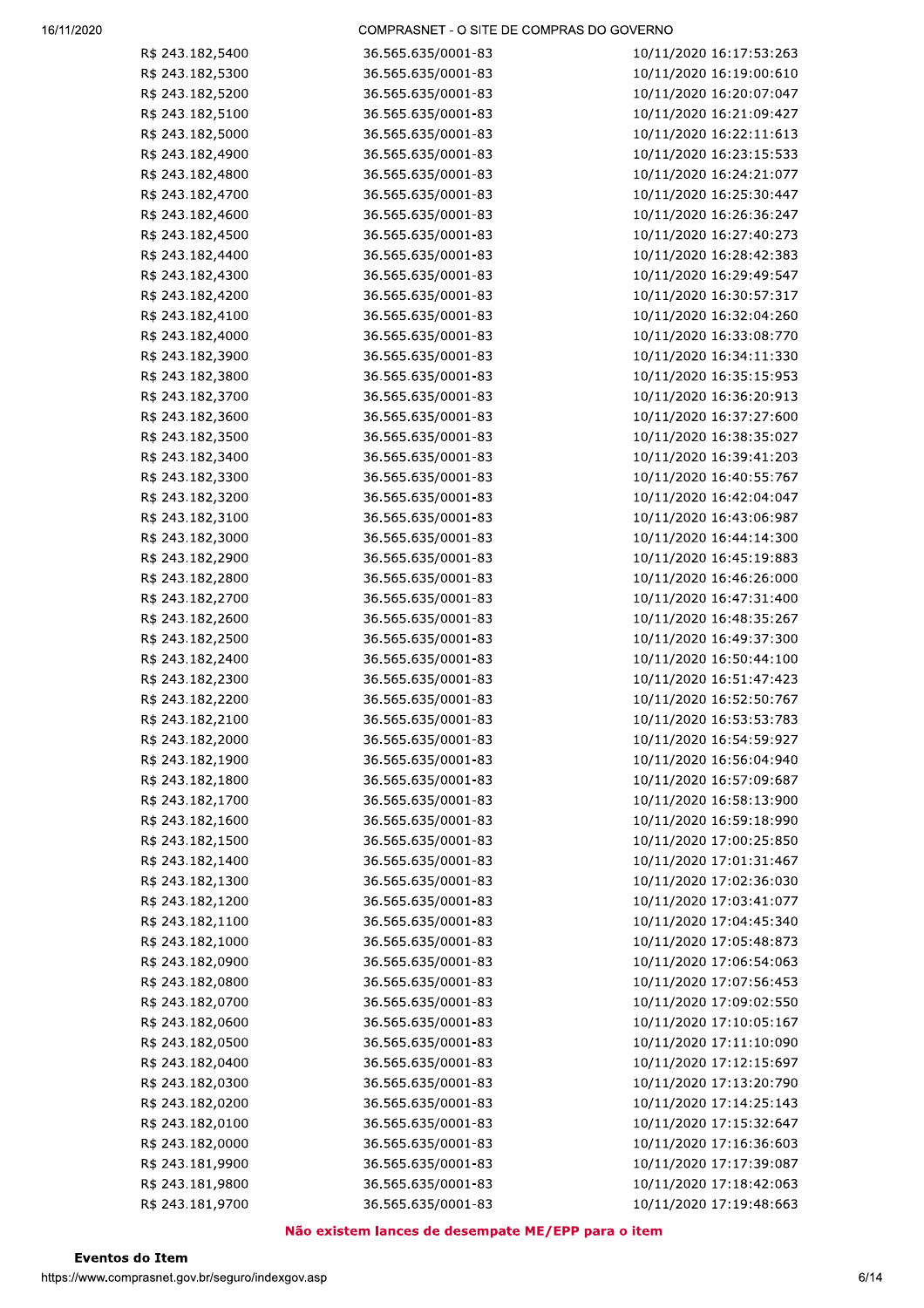| | | |
|---|---|---|
| R$ 243.182,5400 | 36.565.635/0001-83 | 10/11/2020 16:17:53:263 |
| R$ 243.182,5300 | 36.565.635/0001-83 | 10/11/2020 16:19:00:610 |
| R$ 243.182,5200 | 36.565.635/0001-83 | 10/11/2020 16:20:07:047 |
| R$ 243.182,5100 | 36.565.635/0001-83 | 10/11/2020 16:21:09:427 |
| R$ 243.182,5000 | 36.565.635/0001-83 | 10/11/2020 16:22:11:613 |
| R$ 243.182,4900 | 36.565.635/0001-83 | 10/11/2020 16:23:15:533 |
| R$ 243.182,4800 | 36.565.635/0001-83 | 10/11/2020 16:24:21:077 |
| R$ 243.182,4700 | 36.565.635/0001-83 | 10/11/2020 16:25:30:447 |
| R$ 243.182,4600 | 36.565.635/0001-83 | 10/11/2020 16:26:36:247 |
| R$ 243.182,4500 | 36.565.635/0001-83 | 10/11/2020 16:27:40:273 |
| R$ 243.182,4400 | 36.565.635/0001-83 | 10/11/2020 16:28:42:383 |
| R$ 243.182,4300 | 36.565.635/0001-83 | 10/11/2020 16:29:49:547 |
| R$ 243.182,4200 | 36.565.635/0001-83 | 10/11/2020 16:30:57:317 |
| R$ 243.182,4100 | 36.565.635/0001-83 | 10/11/2020 16:32:04:260 |
| R$ 243.182,4000 | 36.565.635/0001-83 | 10/11/2020 16:33:08:770 |
| R$ 243.182,3900 | 36.565.635/0001-83 | 10/11/2020 16:34:11:330 |
| R$ 243.182,3800 | 36.565.635/0001-83 | 10/11/2020 16:35:15:953 |
| R$ 243.182,3700 | 36.565.635/0001-83 | 10/11/2020 16:36:20:913 |
| R$ 243.182,3600 | 36.565.635/0001-83 | 10/11/2020 16:37:27:600 |
| R$ 243.182,3500 | 36.565.635/0001-83 | 10/11/2020 16:38:35:027 |
| R$ 243.182,3400 | 36.565.635/0001-83 | 10/11/2020 16:39:41:203 |
| R$ 243.182,3300 | 36.565.635/0001-83 | 10/11/2020 16:40:55:767 |
| R$ 243.182,3200 | 36.565.635/0001-83 | 10/11/2020 16:42:04:047 |
| R$ 243.182,3100 | 36.565.635/0001-83 | 10/11/2020 16:43:06:987 |
| R$ 243.182,3000 | 36.565.635/0001-83 | 10/11/2020 16:44:14:300 |
| R$ 243.182,2900 | 36.565.635/0001-83 | 10/11/2020 16:45:19:883 |
| R$ 243.182,2800 | 36.565.635/0001-83 | 10/11/2020 16:46:26:000 |
| R$ 243.182,2700 | 36.565.635/0001-83 | 10/11/2020 16:47:31:400 |
| R$ 243.182,2600 | 36.565.635/0001-83 | 10/11/2020 16:48:35:267 |
| R$ 243.182,2500 | 36.565.635/0001-83 | 10/11/2020 16:49:37:300 |
| R$ 243.182,2400 | 36.565.635/0001-83 | 10/11/2020 16:50:44:100 |
| R$ 243.182,2300 | 36.565.635/0001-83 | 10/11/2020 16:51:47:423 |
| R$ 243.182,2200 | 36.565.635/0001-83 | 10/11/2020 16:52:50:767 |
| R$ 243.182,2100 | 36.565.635/0001-83 | 10/11/2020 16:53:53:783 |
| R$ 243.182,2000 | 36.565.635/0001-83 | 10/11/2020 16:54:59:927 |
| R$ 243.182,1900 | 36.565.635/0001-83 | 10/11/2020 16:56:04:940 |
| R$ 243.182,1800 | 36.565.635/0001-83 | 10/11/2020 16:57:09:687 |
| R$ 243.182,1700 | 36.565.635/0001-83 | 10/11/2020 16:58:13:900 |
| R$ 243.182,1600 | 36.565.635/0001-83 | 10/11/2020 16:59:18:990 |
| R$ 243.182,1500 | 36.565.635/0001-83 | 10/11/2020 17:00:25:850 |
| R$ 243.182,1400 | 36.565.635/0001-83 | 10/11/2020 17:01:31:467 |
| R$ 243.182,1300 | 36.565.635/0001-83 | 10/11/2020 17:02:36:030 |
| R$ 243.182,1200 | 36.565.635/0001-83 | 10/11/2020 17:03:41:077 |
| R$ 243.182,1100 | 36.565.635/0001-83 | 10/11/2020 17:04:45:340 |
| R$ 243.182,1000 | 36.565.635/0001-83 | 10/11/2020 17:05:48:873 |
| R$ 243.182,0900 | 36.565.635/0001-83 | 10/11/2020 17:06:54:063 |
| R$ 243.182,0800 | 36.565.635/0001-83 | 10/11/2020 17:07:56:453 |
| R$ 243.182,0700 | 36.565.635/0001-83 | 10/11/2020 17:09:02:550 |
| R$ 243.182,0600 | 36.565.635/0001-83 | 10/11/2020 17:10:05:167 |
| R$ 243.182,0500 | 36.565.635/0001-83 | 10/11/2020 17:11:10:090 |
| R$ 243.182,0400 | 36.565.635/0001-83 | 10/11/2020 17:12:15:697 |
| R$ 243.182,0300 | 36.565.635/0001-83 | 10/11/2020 17:13:20:790 |
| R$ 243.182,0200 | 36.565.635/0001-83 | 10/11/2020 17:14:25:143 |
| R$ 243.182,0100 | 36.565.635/0001-83 | 10/11/2020 17:15:32:647 |
| R$ 243.182,0000 | 36.565.635/0001-83 | 10/11/2020 17:16:36:603 |
| R$ 243.181,9900 | 36.565.635/0001-83 | 10/11/2020 17:17:39:087 |
| R$ 243.181,9800 | 36.565.635/0001-83 | 10/11/2020 17:18:42:063 |
| R$ 243.181,9700 | 36.565.635/0001-83 | 10/11/2020 17:19:48:663 |

**Não existem lances de desempate ME/EPP para o item**

**Eventos do Item**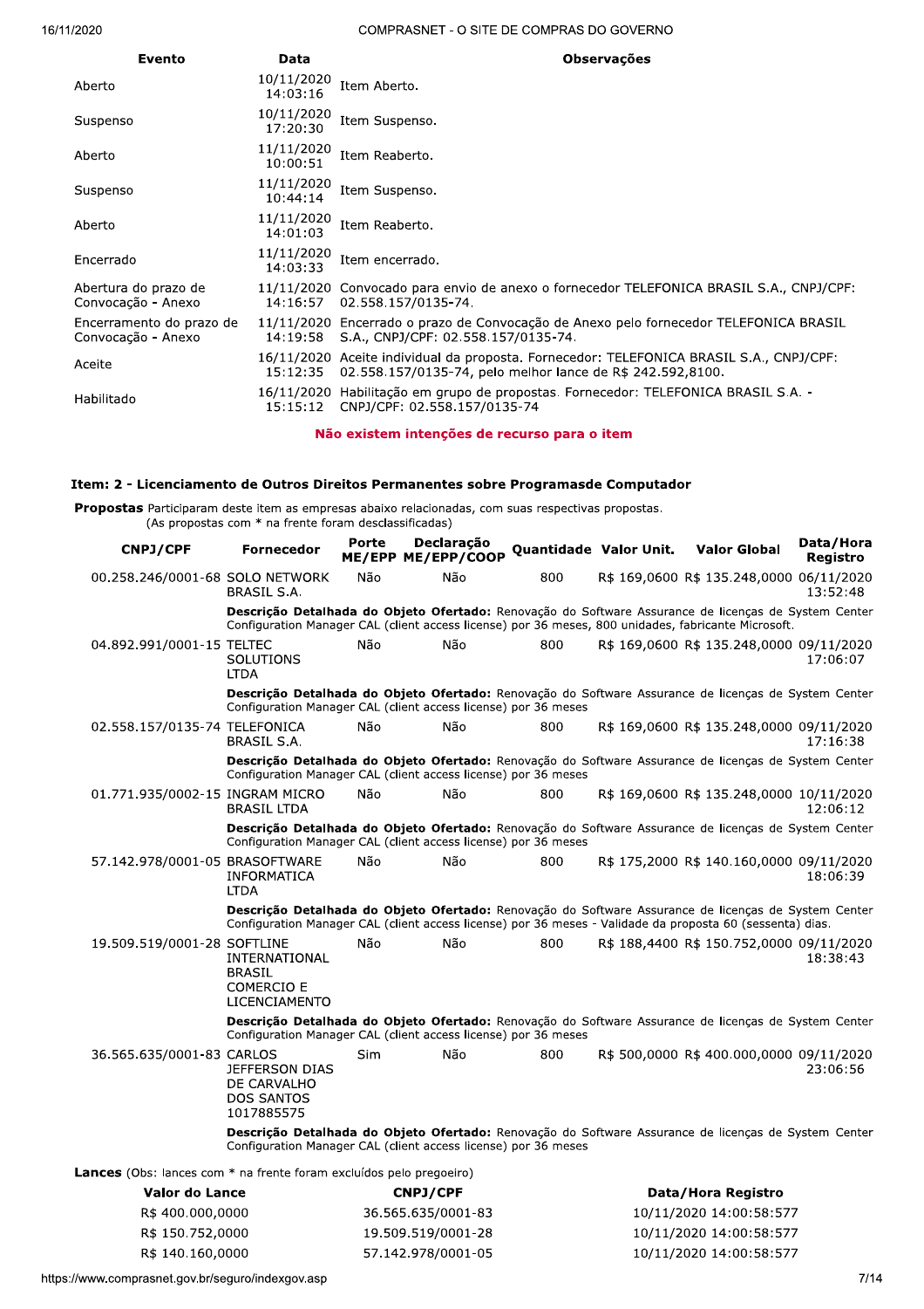| Evento | Data | Observações |
|---|---|---|
| Aberto | 10/11/2020 14:03:16 | Item Aberto. |
| Suspenso | 10/11/2020 17:20:30 | Item Suspenso. |
| Aberto | 11/11/2020 10:00:51 | Item Reaberto. |
| Suspenso | 11/11/2020 10:44:14 | Item Suspenso. |
| Aberto | 11/11/2020 14:01:03 | Item Reaberto. |
| Encerrado | 11/11/2020 14:03:33 | Item encerrado. |
| Abertura do prazo de Convocação - Anexo | 11/11/2020 14:16:57 | Convocado para envio de anexo o fornecedor TELEFONICA BRASIL S.A., CNPJ/CPF: 02.558.157/0135-74. |
| Encerramento do prazo de Convocação - Anexo | 11/11/2020 14:19:58 | Encerrado o prazo de Convocação de Anexo pelo fornecedor TELEFONICA BRASIL S.A., CNPJ/CPF: 02.558.157/0135-74. |
| Aceite | 16/11/2020 15:12:35 | Aceite individual da proposta. Fornecedor: TELEFONICA BRASIL S.A., CNPJ/CPF: 02.558.157/0135-74, pelo melhor lance de R$ 242.592,8100. |
| Habilitado | 16/11/2020 15:15:12 | Habilitação em grupo de propostas. Fornecedor: TELEFONICA BRASIL S.A. - CNPJ/CPF: 02.558.157/0135-74 |

**Não existem intenções de recurso para o item**

### Item: 2 - Licenciamento de Outros Direitos Permanentes sobre Programasde Computador

**Propostas** Participaram deste item as empresas abaixo relacionadas, com suas respectivas propostas.
(As propostas com * na frente foram desclassificadas)

| CNPJ/CPF | Fornecedor | Porte ME/EPP | Declaração ME/EPP/COOP | Quantidade | Valor Unit. | Valor Global | Data/Hora Registro |
|---|---|---|---|---|---|---|---|
| 00.258.246/0001-68 | SOLO NETWORK BRASIL S.A. | Não | Não | 800 | R$ 169,0600 | R$ 135.248,0000 | 06/11/2020 13:52:48 |
| | **Descrição Detalhada do Objeto Ofertado:** Renovação do Software Assurance de licenças de System Center Configuration Manager CAL (client access license) por 36 meses, 800 unidades, fabricante Microsoft. | | | | | | |
| 04.892.991/0001-15 | TELTEC SOLUTIONS LTDA | Não | Não | 800 | R$ 169,0600 | R$ 135.248,0000 | 09/11/2020 17:06:07 |
| | **Descrição Detalhada do Objeto Ofertado:** Renovação do Software Assurance de licenças de System Center Configuration Manager CAL (client access license) por 36 meses | | | | | | |
| 02.558.157/0135-74 | TELEFONICA BRASIL S.A. | Não | Não | 800 | R$ 169,0600 | R$ 135.248,0000 | 09/11/2020 17:16:38 |
| | **Descrição Detalhada do Objeto Ofertado:** Renovação do Software Assurance de licenças de System Center Configuration Manager CAL (client access license) por 36 meses | | | | | | |
| 01.771.935/0002-15 | INGRAM MICRO BRASIL LTDA | Não | Não | 800 | R$ 169,0600 | R$ 135.248,0000 | 10/11/2020 12:06:12 |
| | **Descrição Detalhada do Objeto Ofertado:** Renovação do Software Assurance de licenças de System Center Configuration Manager CAL (client access license) por 36 meses | | | | | | |
| 57.142.978/0001-05 | BRASOFTWARE INFORMATICA LTDA | Não | Não | 800 | R$ 175,2000 | R$ 140.160,0000 | 09/11/2020 18:06:39 |
| | **Descrição Detalhada do Objeto Ofertado:** Renovação do Software Assurance de licenças de System Center Configuration Manager CAL (client access license) por 36 meses - Validade da proposta 60 (sessenta) dias. | | | | | | |
| 19.509.519/0001-28 | SOFTLINE INTERNATIONAL BRASIL COMERCIO E LICENCIAMENTO | Não | Não | 800 | R$ 188,4400 | R$ 150.752,0000 | 09/11/2020 18:38:43 |
| | **Descrição Detalhada do Objeto Ofertado:** Renovação do Software Assurance de licenças de System Center Configuration Manager CAL (client access license) por 36 meses | | | | | | |
| 36.565.635/0001-83 | CARLOS JEFFERSON DIAS DE CARVALHO DOS SANTOS 1017885575 | Sim | Não | 800 | R$ 500,0000 | R$ 400.000,0000 | 09/11/2020 23:06:56 |
| | **Descrição Detalhada do Objeto Ofertado:** Renovação do Software Assurance de licenças de System Center Configuration Manager CAL (client access license) por 36 meses | | | | | | |

**Lances** (Obs: lances com * na frente foram excluídos pelo pregoeiro)

| Valor do Lance | CNPJ/CPF | Data/Hora Registro |
|---|---|---|
| R$ 400.000,0000 | 36.565.635/0001-83 | 10/11/2020 14:00:58:577 |
| R$ 150.752,0000 | 19.509.519/0001-28 | 10/11/2020 14:00:58:577 |
| R$ 140.160,0000 | 57.142.978/0001-05 | 10/11/2020 14:00:58:577 |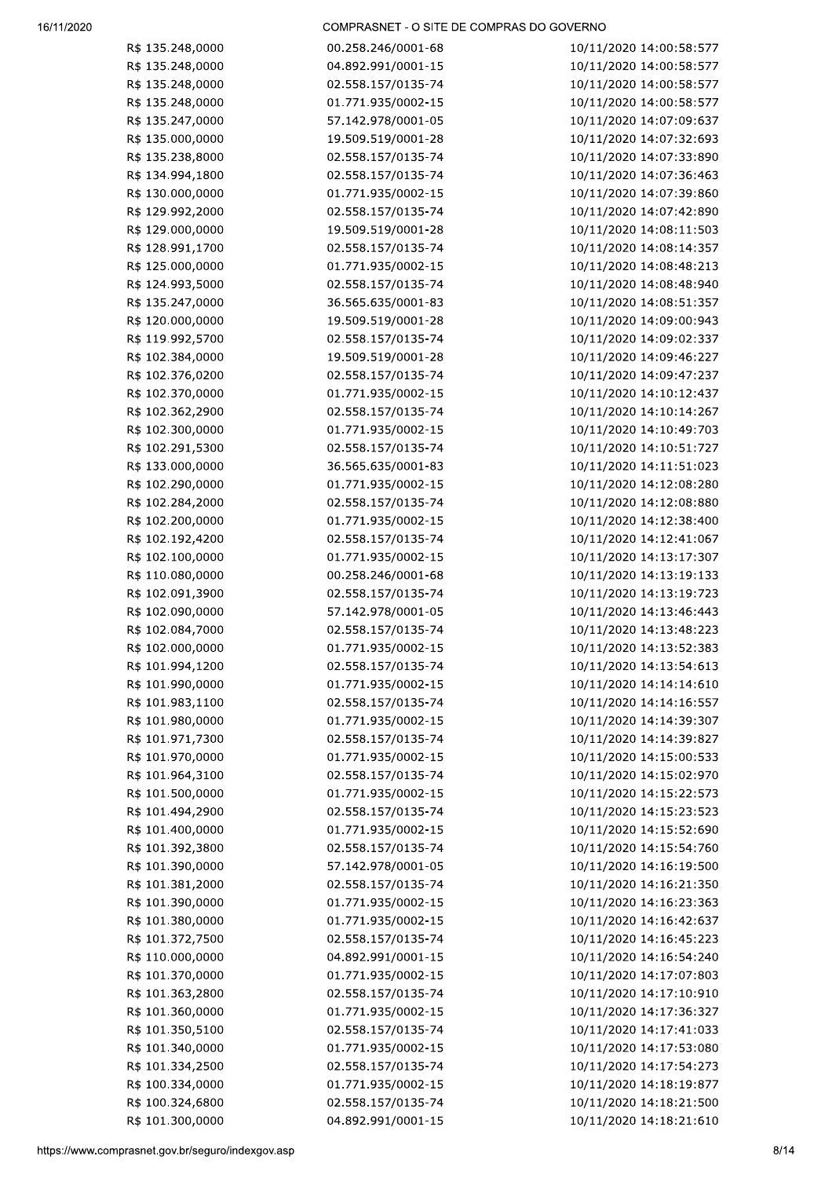| | | |
|---|---|---|
| R$ 135.248,0000 | 00.258.246/0001-68 | 10/11/2020 14:00:58:577 |
| R$ 135.248,0000 | 04.892.991/0001-15 | 10/11/2020 14:00:58:577 |
| R$ 135.248,0000 | 02.558.157/0135-74 | 10/11/2020 14:00:58:577 |
| R$ 135.248,0000 | 01.771.935/0002-15 | 10/11/2020 14:00:58:577 |
| R$ 135.247,0000 | 57.142.978/0001-05 | 10/11/2020 14:07:09:637 |
| R$ 135.000,0000 | 19.509.519/0001-28 | 10/11/2020 14:07:32:693 |
| R$ 135.238,8000 | 02.558.157/0135-74 | 10/11/2020 14:07:33:890 |
| R$ 134.994,1800 | 02.558.157/0135-74 | 10/11/2020 14:07:36:463 |
| R$ 130.000,0000 | 01.771.935/0002-15 | 10/11/2020 14:07:39:860 |
| R$ 129.992,2000 | 02.558.157/0135-74 | 10/11/2020 14:07:42:890 |
| R$ 129.000,0000 | 19.509.519/0001-28 | 10/11/2020 14:08:11:503 |
| R$ 128.991,1700 | 02.558.157/0135-74 | 10/11/2020 14:08:14:357 |
| R$ 125.000,0000 | 01.771.935/0002-15 | 10/11/2020 14:08:48:213 |
| R$ 124.993,5000 | 02.558.157/0135-74 | 10/11/2020 14:08:48:940 |
| R$ 135.247,0000 | 36.565.635/0001-83 | 10/11/2020 14:08:51:357 |
| R$ 120.000,0000 | 19.509.519/0001-28 | 10/11/2020 14:09:00:943 |
| R$ 119.992,5700 | 02.558.157/0135-74 | 10/11/2020 14:09:02:337 |
| R$ 102.384,0000 | 19.509.519/0001-28 | 10/11/2020 14:09:46:227 |
| R$ 102.376,0200 | 02.558.157/0135-74 | 10/11/2020 14:09:47:237 |
| R$ 102.370,0000 | 01.771.935/0002-15 | 10/11/2020 14:10:12:437 |
| R$ 102.362,2900 | 02.558.157/0135-74 | 10/11/2020 14:10:14:267 |
| R$ 102.300,0000 | 01.771.935/0002-15 | 10/11/2020 14:10:49:703 |
| R$ 102.291,5300 | 02.558.157/0135-74 | 10/11/2020 14:10:51:727 |
| R$ 133.000,0000 | 36.565.635/0001-83 | 10/11/2020 14:11:51:023 |
| R$ 102.290,0000 | 01.771.935/0002-15 | 10/11/2020 14:12:08:280 |
| R$ 102.284,2000 | 02.558.157/0135-74 | 10/11/2020 14:12:08:880 |
| R$ 102.200,0000 | 01.771.935/0002-15 | 10/11/2020 14:12:38:400 |
| R$ 102.192,4200 | 02.558.157/0135-74 | 10/11/2020 14:12:41:067 |
| R$ 102.100,0000 | 01.771.935/0002-15 | 10/11/2020 14:13:17:307 |
| R$ 110.080,0000 | 00.258.246/0001-68 | 10/11/2020 14:13:19:133 |
| R$ 102.091,3900 | 02.558.157/0135-74 | 10/11/2020 14:13:19:723 |
| R$ 102.090,0000 | 57.142.978/0001-05 | 10/11/2020 14:13:46:443 |
| R$ 102.084,7000 | 02.558.157/0135-74 | 10/11/2020 14:13:48:223 |
| R$ 102.000,0000 | 01.771.935/0002-15 | 10/11/2020 14:13:52:383 |
| R$ 101.994,1200 | 02.558.157/0135-74 | 10/11/2020 14:13:54:613 |
| R$ 101.990,0000 | 01.771.935/0002-15 | 10/11/2020 14:14:14:610 |
| R$ 101.983,1100 | 02.558.157/0135-74 | 10/11/2020 14:14:16:557 |
| R$ 101.980,0000 | 01.771.935/0002-15 | 10/11/2020 14:14:39:307 |
| R$ 101.971,7300 | 02.558.157/0135-74 | 10/11/2020 14:14:39:827 |
| R$ 101.970,0000 | 01.771.935/0002-15 | 10/11/2020 14:15:00:533 |
| R$ 101.964,3100 | 02.558.157/0135-74 | 10/11/2020 14:15:02:970 |
| R$ 101.500,0000 | 01.771.935/0002-15 | 10/11/2020 14:15:22:573 |
| R$ 101.494,2900 | 02.558.157/0135-74 | 10/11/2020 14:15:23:523 |
| R$ 101.400,0000 | 01.771.935/0002-15 | 10/11/2020 14:15:52:690 |
| R$ 101.392,3800 | 02.558.157/0135-74 | 10/11/2020 14:15:54:760 |
| R$ 101.390,0000 | 57.142.978/0001-05 | 10/11/2020 14:16:19:500 |
| R$ 101.381,2000 | 02.558.157/0135-74 | 10/11/2020 14:16:21:350 |
| R$ 101.390,0000 | 01.771.935/0002-15 | 10/11/2020 14:16:23:363 |
| R$ 101.380,0000 | 01.771.935/0002-15 | 10/11/2020 14:16:42:637 |
| R$ 101.372,7500 | 02.558.157/0135-74 | 10/11/2020 14:16:45:223 |
| R$ 110.000,0000 | 04.892.991/0001-15 | 10/11/2020 14:16:54:240 |
| R$ 101.370,0000 | 01.771.935/0002-15 | 10/11/2020 14:17:07:803 |
| R$ 101.363,2800 | 02.558.157/0135-74 | 10/11/2020 14:17:10:910 |
| R$ 101.360,0000 | 01.771.935/0002-15 | 10/11/2020 14:17:36:327 |
| R$ 101.350,5100 | 02.558.157/0135-74 | 10/11/2020 14:17:41:033 |
| R$ 101.340,0000 | 01.771.935/0002-15 | 10/11/2020 14:17:53:080 |
| R$ 101.334,2500 | 02.558.157/0135-74 | 10/11/2020 14:17:54:273 |
| R$ 100.334,0000 | 01.771.935/0002-15 | 10/11/2020 14:18:19:877 |
| R$ 100.324,6800 | 02.558.157/0135-74 | 10/11/2020 14:18:21:500 |
| R$ 101.300,0000 | 04.892.991/0001-15 | 10/11/2020 14:18:21:610 |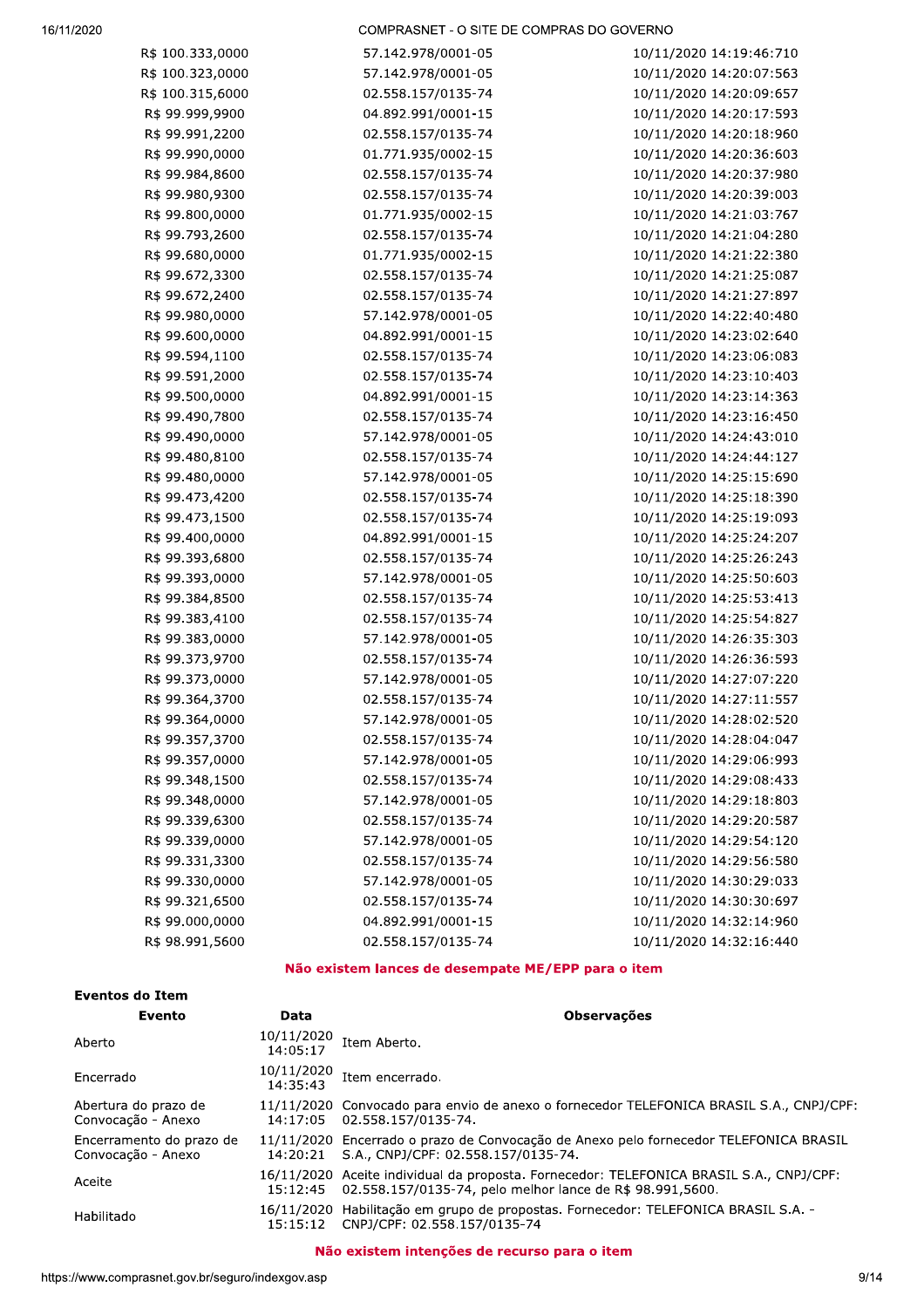| | | |
|---|---|---|
| R$ 100.333,0000 | 57.142.978/0001-05 | 10/11/2020 14:19:46:710 |
| R$ 100.323,0000 | 57.142.978/0001-05 | 10/11/2020 14:20:07:563 |
| R$ 100.315,6000 | 02.558.157/0135-74 | 10/11/2020 14:20:09:657 |
| R$ 99.999,9900 | 04.892.991/0001-15 | 10/11/2020 14:20:17:593 |
| R$ 99.991,2200 | 02.558.157/0135-74 | 10/11/2020 14:20:18:960 |
| R$ 99.990,0000 | 01.771.935/0002-15 | 10/11/2020 14:20:36:603 |
| R$ 99.984,8600 | 02.558.157/0135-74 | 10/11/2020 14:20:37:980 |
| R$ 99.980,9300 | 02.558.157/0135-74 | 10/11/2020 14:20:39:003 |
| R$ 99.800,0000 | 01.771.935/0002-15 | 10/11/2020 14:21:03:767 |
| R$ 99.793,2600 | 02.558.157/0135-74 | 10/11/2020 14:21:04:280 |
| R$ 99.680,0000 | 01.771.935/0002-15 | 10/11/2020 14:21:22:380 |
| R$ 99.672,3300 | 02.558.157/0135-74 | 10/11/2020 14:21:25:087 |
| R$ 99.672,2400 | 02.558.157/0135-74 | 10/11/2020 14:21:27:897 |
| R$ 99.980,0000 | 57.142.978/0001-05 | 10/11/2020 14:22:40:480 |
| R$ 99.600,0000 | 04.892.991/0001-15 | 10/11/2020 14:23:02:640 |
| R$ 99.594,1100 | 02.558.157/0135-74 | 10/11/2020 14:23:06:083 |
| R$ 99.591,2000 | 02.558.157/0135-74 | 10/11/2020 14:23:10:403 |
| R$ 99.500,0000 | 04.892.991/0001-15 | 10/11/2020 14:23:14:363 |
| R$ 99.490,7800 | 02.558.157/0135-74 | 10/11/2020 14:23:16:450 |
| R$ 99.490,0000 | 57.142.978/0001-05 | 10/11/2020 14:24:43:010 |
| R$ 99.480,8100 | 02.558.157/0135-74 | 10/11/2020 14:24:44:127 |
| R$ 99.480,0000 | 57.142.978/0001-05 | 10/11/2020 14:25:15:690 |
| R$ 99.473,4200 | 02.558.157/0135-74 | 10/11/2020 14:25:18:390 |
| R$ 99.473,1500 | 02.558.157/0135-74 | 10/11/2020 14:25:19:093 |
| R$ 99.400,0000 | 04.892.991/0001-15 | 10/11/2020 14:25:24:207 |
| R$ 99.393,6800 | 02.558.157/0135-74 | 10/11/2020 14:25:26:243 |
| R$ 99.393,0000 | 57.142.978/0001-05 | 10/11/2020 14:25:50:603 |
| R$ 99.384,8500 | 02.558.157/0135-74 | 10/11/2020 14:25:53:413 |
| R$ 99.383,4100 | 02.558.157/0135-74 | 10/11/2020 14:25:54:827 |
| R$ 99.383,0000 | 57.142.978/0001-05 | 10/11/2020 14:26:35:303 |
| R$ 99.373,9700 | 02.558.157/0135-74 | 10/11/2020 14:26:36:593 |
| R$ 99.373,0000 | 57.142.978/0001-05 | 10/11/2020 14:27:07:220 |
| R$ 99.364,3700 | 02.558.157/0135-74 | 10/11/2020 14:27:11:557 |
| R$ 99.364,0000 | 57.142.978/0001-05 | 10/11/2020 14:28:02:520 |
| R$ 99.357,3700 | 02.558.157/0135-74 | 10/11/2020 14:28:04:047 |
| R$ 99.357,0000 | 57.142.978/0001-05 | 10/11/2020 14:29:06:993 |
| R$ 99.348,1500 | 02.558.157/0135-74 | 10/11/2020 14:29:08:433 |
| R$ 99.348,0000 | 57.142.978/0001-05 | 10/11/2020 14:29:18:803 |
| R$ 99.339,6300 | 02.558.157/0135-74 | 10/11/2020 14:29:20:587 |
| R$ 99.339,0000 | 57.142.978/0001-05 | 10/11/2020 14:29:54:120 |
| R$ 99.331,3300 | 02.558.157/0135-74 | 10/11/2020 14:29:56:580 |
| R$ 99.330,0000 | 57.142.978/0001-05 | 10/11/2020 14:30:29:033 |
| R$ 99.321,6500 | 02.558.157/0135-74 | 10/11/2020 14:30:30:697 |
| R$ 99.000,0000 | 04.892.991/0001-15 | 10/11/2020 14:32:14:960 |
| R$ 98.991,5600 | 02.558.157/0135-74 | 10/11/2020 14:32:16:440 |

**Não existem lances de desempate ME/EPP para o item**

**Eventos do Item**

| Evento | Data | Observações |
|---|---|---|
| Aberto | 10/11/2020 14:05:17 | Item Aberto. |
| Encerrado | 10/11/2020 14:35:43 | Item encerrado. |
| Abertura do prazo de Convocação - Anexo | 11/11/2020 14:17:05 | Convocado para envio de anexo o fornecedor TELEFONICA BRASIL S.A., CNPJ/CPF: 02.558.157/0135-74. |
| Encerramento do prazo de Convocação - Anexo | 11/11/2020 14:20:21 | Encerrado o prazo de Convocação de Anexo pelo fornecedor TELEFONICA BRASIL S.A., CNPJ/CPF: 02.558.157/0135-74. |
| Aceite | 16/11/2020 15:12:45 | Aceite individual da proposta. Fornecedor: TELEFONICA BRASIL S.A., CNPJ/CPF: 02.558.157/0135-74, pelo melhor lance de R$ 98.991,5600. |
| Habilitado | 16/11/2020 15:15:12 | Habilitação em grupo de propostas. Fornecedor: TELEFONICA BRASIL S.A. - CNPJ/CPF: 02.558.157/0135-74 |

**Não existem intenções de recurso para o item**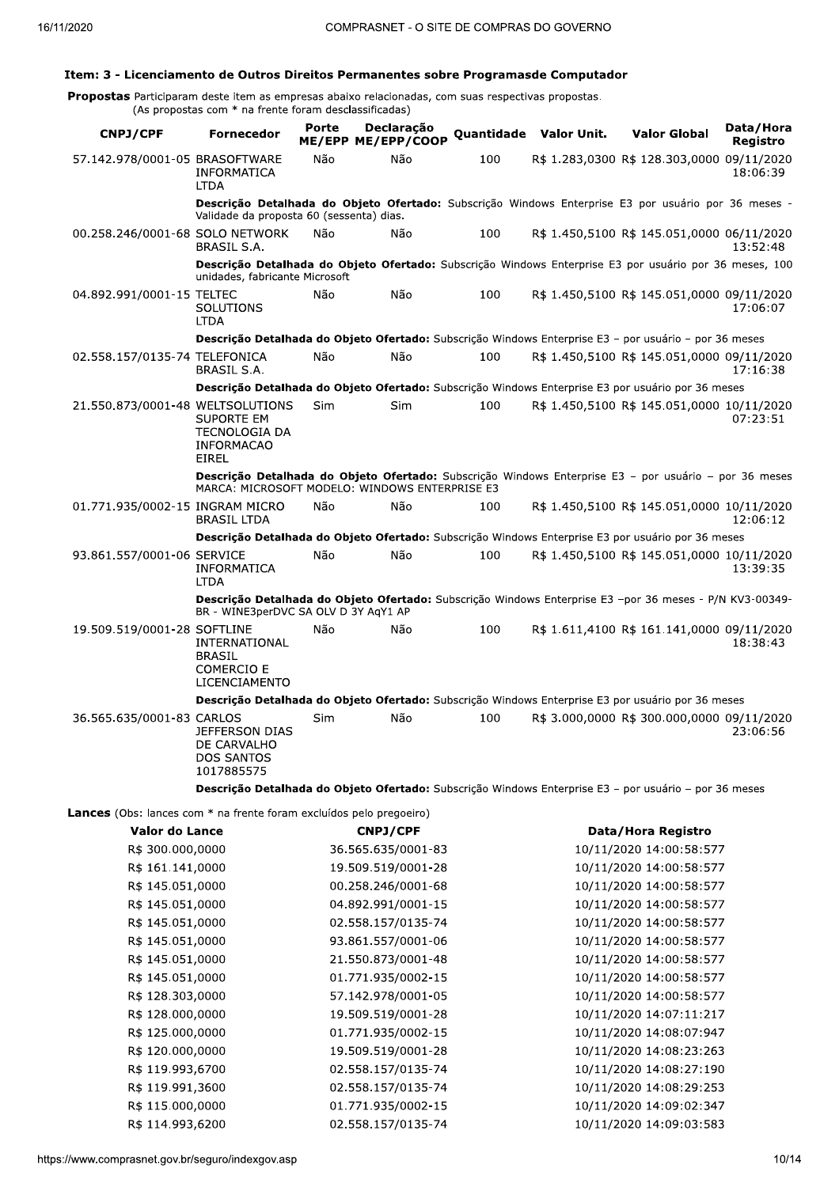### Item: 3 - Licenciamento de Outros Direitos Permanentes sobre Programasde Computador

**Propostas** Participaram deste item as empresas abaixo relacionadas, com suas respectivas propostas.
(As propostas com * na frente foram desclassificadas)

| CNPJ/CPF | Fornecedor | Porte ME/EPP | Declaração ME/EPP/COOP | Quantidade | Valor Unit. | Valor Global | Data/Hora Registro |
|---|---|---|---|---|---|---|---|
| 57.142.978/0001-05 | BRASOFTWARE INFORMATICA LTDA | Não | Não | 100 | R$ 1.283,0300 | R$ 128.303,0000 | 09/11/2020 18:06:39 |
| | **Descrição Detalhada do Objeto Ofertado:** Subscrição Windows Enterprise E3 por usuário por 36 meses - Validade da proposta 60 (sessenta) dias. | | | | | | |
| 00.258.246/0001-68 | SOLO NETWORK BRASIL S.A. | Não | Não | 100 | R$ 1.450,5100 | R$ 145.051,0000 | 06/11/2020 13:52:48 |
| | **Descrição Detalhada do Objeto Ofertado:** Subscrição Windows Enterprise E3 por usuário por 36 meses, 100 unidades, fabricante Microsoft | | | | | | |
| 04.892.991/0001-15 | TELTEC SOLUTIONS LTDA | Não | Não | 100 | R$ 1.450,5100 | R$ 145.051,0000 | 09/11/2020 17:06:07 |
| | **Descrição Detalhada do Objeto Ofertado:** Subscrição Windows Enterprise E3 – por usuário – por 36 meses | | | | | | |
| 02.558.157/0135-74 | TELEFONICA BRASIL S.A. | Não | Não | 100 | R$ 1.450,5100 | R$ 145.051,0000 | 09/11/2020 17:16:38 |
| | **Descrição Detalhada do Objeto Ofertado:** Subscrição Windows Enterprise E3 por usuário por 36 meses | | | | | | |
| 21.550.873/0001-48 | WELTSOLUTIONS SUPORTE EM TECNOLOGIA DA INFORMACAO EIREL | Sim | Sim | 100 | R$ 1.450,5100 | R$ 145.051,0000 | 10/11/2020 07:23:51 |
| | **Descrição Detalhada do Objeto Ofertado:** Subscrição Windows Enterprise E3 – por usuário – por 36 meses MARCA: MICROSOFT MODELO: WINDOWS ENTERPRISE E3 | | | | | | |
| 01.771.935/0002-15 | INGRAM MICRO BRASIL LTDA | Não | Não | 100 | R$ 1.450,5100 | R$ 145.051,0000 | 10/11/2020 12:06:12 |
| | **Descrição Detalhada do Objeto Ofertado:** Subscrição Windows Enterprise E3 por usuário por 36 meses | | | | | | |
| 93.861.557/0001-06 | SERVICE INFORMATICA LTDA | Não | Não | 100 | R$ 1.450,5100 | R$ 145.051,0000 | 10/11/2020 13:39:35 |
| | **Descrição Detalhada do Objeto Ofertado:** Subscrição Windows Enterprise E3 –por 36 meses - P/N KV3-00349-BR - WINE3perDVC SA OLV D 3Y AqY1 AP | | | | | | |
| 19.509.519/0001-28 | SOFTLINE INTERNATIONAL BRASIL COMERCIO E LICENCIAMENTO | Não | Não | 100 | R$ 1.611,4100 | R$ 161.141,0000 | 09/11/2020 18:38:43 |
| | **Descrição Detalhada do Objeto Ofertado:** Subscrição Windows Enterprise E3 por usuário por 36 meses | | | | | | |
| 36.565.635/0001-83 | CARLOS JEFFERSON DIAS DE CARVALHO DOS SANTOS 1017885575 | Sim | Não | 100 | R$ 3.000,0000 | R$ 300.000,0000 | 09/11/2020 23:06:56 |
| | **Descrição Detalhada do Objeto Ofertado:** Subscrição Windows Enterprise E3 – por usuário – por 36 meses | | | | | | |

**Lances** (Obs: lances com * na frente foram excluídos pelo pregoeiro)

| Valor do Lance | CNPJ/CPF | Data/Hora Registro |
|---|---|---|
| R$ 300.000,0000 | 36.565.635/0001-83 | 10/11/2020 14:00:58:577 |
| R$ 161.141,0000 | 19.509.519/0001-28 | 10/11/2020 14:00:58:577 |
| R$ 145.051,0000 | 00.258.246/0001-68 | 10/11/2020 14:00:58:577 |
| R$ 145.051,0000 | 04.892.991/0001-15 | 10/11/2020 14:00:58:577 |
| R$ 145.051,0000 | 02.558.157/0135-74 | 10/11/2020 14:00:58:577 |
| R$ 145.051,0000 | 93.861.557/0001-06 | 10/11/2020 14:00:58:577 |
| R$ 145.051,0000 | 21.550.873/0001-48 | 10/11/2020 14:00:58:577 |
| R$ 145.051,0000 | 01.771.935/0002-15 | 10/11/2020 14:00:58:577 |
| R$ 128.303,0000 | 57.142.978/0001-05 | 10/11/2020 14:00:58:577 |
| R$ 128.000,0000 | 19.509.519/0001-28 | 10/11/2020 14:07:11:217 |
| R$ 125.000,0000 | 01.771.935/0002-15 | 10/11/2020 14:08:07:947 |
| R$ 120.000,0000 | 19.509.519/0001-28 | 10/11/2020 14:08:23:263 |
| R$ 119.993,6700 | 02.558.157/0135-74 | 10/11/2020 14:08:27:190 |
| R$ 119.991,3600 | 02.558.157/0135-74 | 10/11/2020 14:08:29:253 |
| R$ 115.000,0000 | 01.771.935/0002-15 | 10/11/2020 14:09:02:347 |
| R$ 114.993,6200 | 02.558.157/0135-74 | 10/11/2020 14:09:03:583 |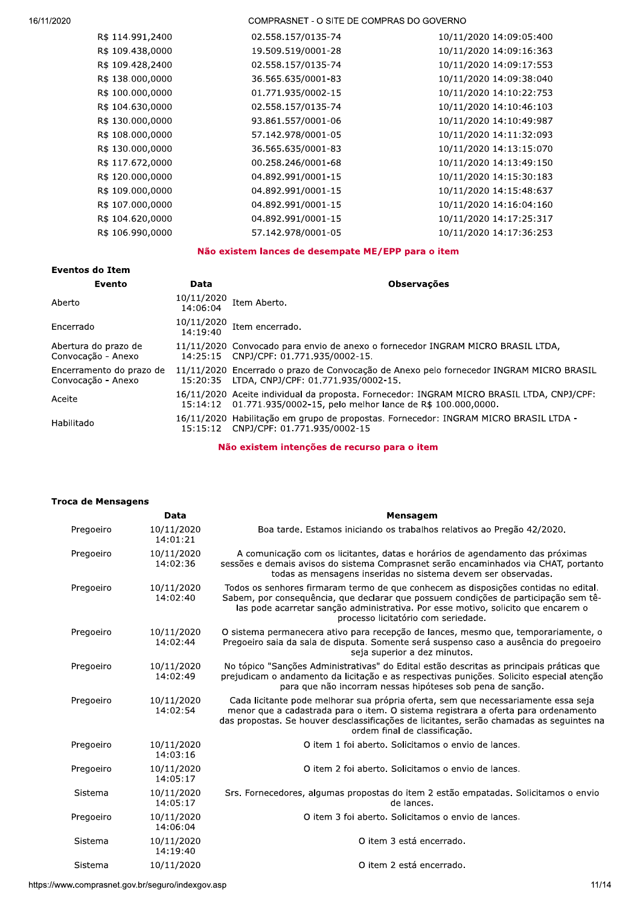| | | |
|---|---|---|
| R$ 114.991,2400 | 02.558.157/0135-74 | 10/11/2020 14:09:05:400 |
| R$ 109.438,0000 | 19.509.519/0001-28 | 10/11/2020 14:09:16:363 |
| R$ 109.428,2400 | 02.558.157/0135-74 | 10/11/2020 14:09:17:553 |
| R$ 138.000,0000 | 36.565.635/0001-83 | 10/11/2020 14:09:38:040 |
| R$ 100.000,0000 | 01.771.935/0002-15 | 10/11/2020 14:10:22:753 |
| R$ 104.630,0000 | 02.558.157/0135-74 | 10/11/2020 14:10:46:103 |
| R$ 130.000,0000 | 93.861.557/0001-06 | 10/11/2020 14:10:49:987 |
| R$ 108.000,0000 | 57.142.978/0001-05 | 10/11/2020 14:11:32:093 |
| R$ 130.000,0000 | 36.565.635/0001-83 | 10/11/2020 14:13:15:070 |
| R$ 117.672,0000 | 00.258.246/0001-68 | 10/11/2020 14:13:49:150 |
| R$ 120.000,0000 | 04.892.991/0001-15 | 10/11/2020 14:15:30:183 |
| R$ 109.000,0000 | 04.892.991/0001-15 | 10/11/2020 14:15:48:637 |
| R$ 107.000,0000 | 04.892.991/0001-15 | 10/11/2020 14:16:04:160 |
| R$ 104.620,0000 | 04.892.991/0001-15 | 10/11/2020 14:17:25:317 |
| R$ 106.990,0000 | 57.142.978/0001-05 | 10/11/2020 14:17:36:253 |

**Não existem lances de desempate ME/EPP para o item**

**Eventos do Item**

| Evento | Data | Observações |
|---|---|---|
| Aberto | 10/11/2020 14:06:04 | Item Aberto. |
| Encerrado | 10/11/2020 14:19:40 | Item encerrado. |
| Abertura do prazo de Convocação - Anexo | 11/11/2020 14:25:15 | Convocado para envio de anexo o fornecedor INGRAM MICRO BRASIL LTDA, CNPJ/CPF: 01.771.935/0002-15. |
| Encerramento do prazo de Convocação - Anexo | 11/11/2020 15:20:35 | Encerrado o prazo de Convocação de Anexo pelo fornecedor INGRAM MICRO BRASIL LTDA, CNPJ/CPF: 01.771.935/0002-15. |
| Aceite | 16/11/2020 15:14:12 | Aceite individual da proposta. Fornecedor: INGRAM MICRO BRASIL LTDA, CNPJ/CPF: 01.771.935/0002-15, pelo melhor lance de R$ 100.000,0000. |
| Habilitado | 16/11/2020 15:15:12 | Habilitação em grupo de propostas. Fornecedor: INGRAM MICRO BRASIL LTDA - CNPJ/CPF: 01.771.935/0002-15 |

**Não existem intenções de recurso para o item**

**Troca de Mensagens**

| | Data | Mensagem |
|---|---|---|
| Pregoeiro | 10/11/2020 14:01:21 | Boa tarde. Estamos iniciando os trabalhos relativos ao Pregão 42/2020. |
| Pregoeiro | 10/11/2020 14:02:36 | A comunicação com os licitantes, datas e horários de agendamento das próximas sessões e demais avisos do sistema Comprasnet serão encaminhados via CHAT, portanto todas as mensagens inseridas no sistema devem ser observadas. |
| Pregoeiro | 10/11/2020 14:02:40 | Todos os senhores firmaram termo de que conhecem as disposições contidas no edital. Sabem, por consequência, que declarar que possuem condições de participação sem tê-las pode acarretar sanção administrativa. Por esse motivo, solicito que encarem o processo licitatório com seriedade. |
| Pregoeiro | 10/11/2020 14:02:44 | O sistema permanecera ativo para recepção de lances, mesmo que, temporariamente, o Pregoeiro saia da sala de disputa. Somente será suspenso caso a ausência do pregoeiro seja superior a dez minutos. |
| Pregoeiro | 10/11/2020 14:02:49 | No tópico "Sanções Administrativas" do Edital estão descritas as principais práticas que prejudicam o andamento da licitação e as respectivas punições. Solicito especial atenção para que não incorram nessas hipóteses sob pena de sanção. |
| Pregoeiro | 10/11/2020 14:02:54 | Cada licitante pode melhorar sua própria oferta, sem que necessariamente essa seja menor que a cadastrada para o item. O sistema registrara a oferta para ordenamento das propostas. Se houver desclassificações de licitantes, serão chamadas as seguintes na ordem final de classificação. |
| Pregoeiro | 10/11/2020 14:03:16 | O item 1 foi aberto. Solicitamos o envio de lances. |
| Pregoeiro | 10/11/2020 14:05:17 | O item 2 foi aberto. Solicitamos o envio de lances. |
| Sistema | 10/11/2020 14:05:17 | Srs. Fornecedores, algumas propostas do item 2 estão empatadas. Solicitamos o envio de lances. |
| Pregoeiro | 10/11/2020 14:06:04 | O item 3 foi aberto. Solicitamos o envio de lances. |
| Sistema | 10/11/2020 14:19:40 | O item 3 está encerrado. |
| Sistema | 10/11/2020 | O item 2 está encerrado. |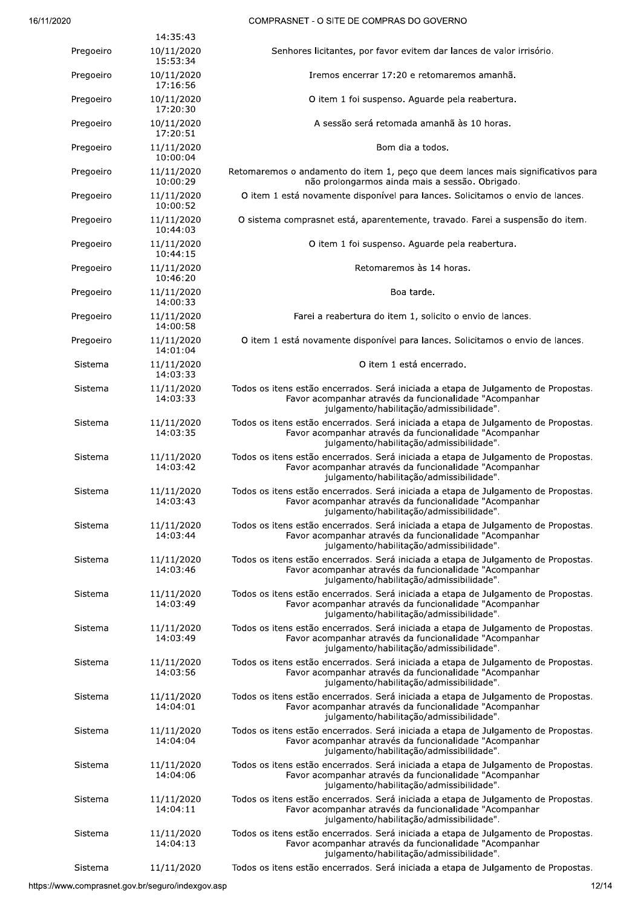| | | |
|---|---|---|
| | 14:35:43 | |
| Pregoeiro | 10/11/2020 15:53:34 | Senhores licitantes, por favor evitem dar lances de valor irrisório. |
| Pregoeiro | 10/11/2020 17:16:56 | Iremos encerrar 17:20 e retomaremos amanhã. |
| Pregoeiro | 10/11/2020 17:20:30 | O item 1 foi suspenso. Aguarde pela reabertura. |
| Pregoeiro | 10/11/2020 17:20:51 | A sessão será retomada amanhã às 10 horas. |
| Pregoeiro | 11/11/2020 10:00:04 | Bom dia a todos. |
| Pregoeiro | 11/11/2020 10:00:29 | Retomaremos o andamento do item 1, peço que deem lances mais significativos para não prolongarmos ainda mais a sessão. Obrigado. |
| Pregoeiro | 11/11/2020 10:00:52 | O item 1 está novamente disponível para lances. Solicitamos o envio de lances. |
| Pregoeiro | 11/11/2020 10:44:03 | O sistema comprasnet está, aparentemente, travado. Farei a suspensão do item. |
| Pregoeiro | 11/11/2020 10:44:15 | O item 1 foi suspenso. Aguarde pela reabertura. |
| Pregoeiro | 11/11/2020 10:46:20 | Retomaremos às 14 horas. |
| Pregoeiro | 11/11/2020 14:00:33 | Boa tarde. |
| Pregoeiro | 11/11/2020 14:00:58 | Farei a reabertura do item 1, solicito o envio de lances. |
| Pregoeiro | 11/11/2020 14:01:04 | O item 1 está novamente disponível para lances. Solicitamos o envio de lances. |
| Sistema | 11/11/2020 14:03:33 | O item 1 está encerrado. |
| Sistema | 11/11/2020 14:03:33 | Todos os itens estão encerrados. Será iniciada a etapa de Julgamento de Propostas. Favor acompanhar através da funcionalidade "Acompanhar julgamento/habilitação/admissibilidade". |
| Sistema | 11/11/2020 14:03:35 | Todos os itens estão encerrados. Será iniciada a etapa de Julgamento de Propostas. Favor acompanhar através da funcionalidade "Acompanhar julgamento/habilitação/admissibilidade". |
| Sistema | 11/11/2020 14:03:42 | Todos os itens estão encerrados. Será iniciada a etapa de Julgamento de Propostas. Favor acompanhar através da funcionalidade "Acompanhar julgamento/habilitação/admissibilidade". |
| Sistema | 11/11/2020 14:03:43 | Todos os itens estão encerrados. Será iniciada a etapa de Julgamento de Propostas. Favor acompanhar através da funcionalidade "Acompanhar julgamento/habilitação/admissibilidade". |
| Sistema | 11/11/2020 14:03:44 | Todos os itens estão encerrados. Será iniciada a etapa de Julgamento de Propostas. Favor acompanhar através da funcionalidade "Acompanhar julgamento/habilitação/admissibilidade". |
| Sistema | 11/11/2020 14:03:46 | Todos os itens estão encerrados. Será iniciada a etapa de Julgamento de Propostas. Favor acompanhar através da funcionalidade "Acompanhar julgamento/habilitação/admissibilidade". |
| Sistema | 11/11/2020 14:03:49 | Todos os itens estão encerrados. Será iniciada a etapa de Julgamento de Propostas. Favor acompanhar através da funcionalidade "Acompanhar julgamento/habilitação/admissibilidade". |
| Sistema | 11/11/2020 14:03:49 | Todos os itens estão encerrados. Será iniciada a etapa de Julgamento de Propostas. Favor acompanhar através da funcionalidade "Acompanhar julgamento/habilitação/admissibilidade". |
| Sistema | 11/11/2020 14:03:56 | Todos os itens estão encerrados. Será iniciada a etapa de Julgamento de Propostas. Favor acompanhar através da funcionalidade "Acompanhar julgamento/habilitação/admissibilidade". |
| Sistema | 11/11/2020 14:04:01 | Todos os itens estão encerrados. Será iniciada a etapa de Julgamento de Propostas. Favor acompanhar através da funcionalidade "Acompanhar julgamento/habilitação/admissibilidade". |
| Sistema | 11/11/2020 14:04:04 | Todos os itens estão encerrados. Será iniciada a etapa de Julgamento de Propostas. Favor acompanhar através da funcionalidade "Acompanhar julgamento/habilitação/admissibilidade". |
| Sistema | 11/11/2020 14:04:06 | Todos os itens estão encerrados. Será iniciada a etapa de Julgamento de Propostas. Favor acompanhar através da funcionalidade "Acompanhar julgamento/habilitação/admissibilidade". |
| Sistema | 11/11/2020 14:04:11 | Todos os itens estão encerrados. Será iniciada a etapa de Julgamento de Propostas. Favor acompanhar através da funcionalidade "Acompanhar julgamento/habilitação/admissibilidade". |
| Sistema | 11/11/2020 14:04:13 | Todos os itens estão encerrados. Será iniciada a etapa de Julgamento de Propostas. Favor acompanhar através da funcionalidade "Acompanhar julgamento/habilitação/admissibilidade". |
| Sistema | 11/11/2020 | Todos os itens estão encerrados. Será iniciada a etapa de Julgamento de Propostas. |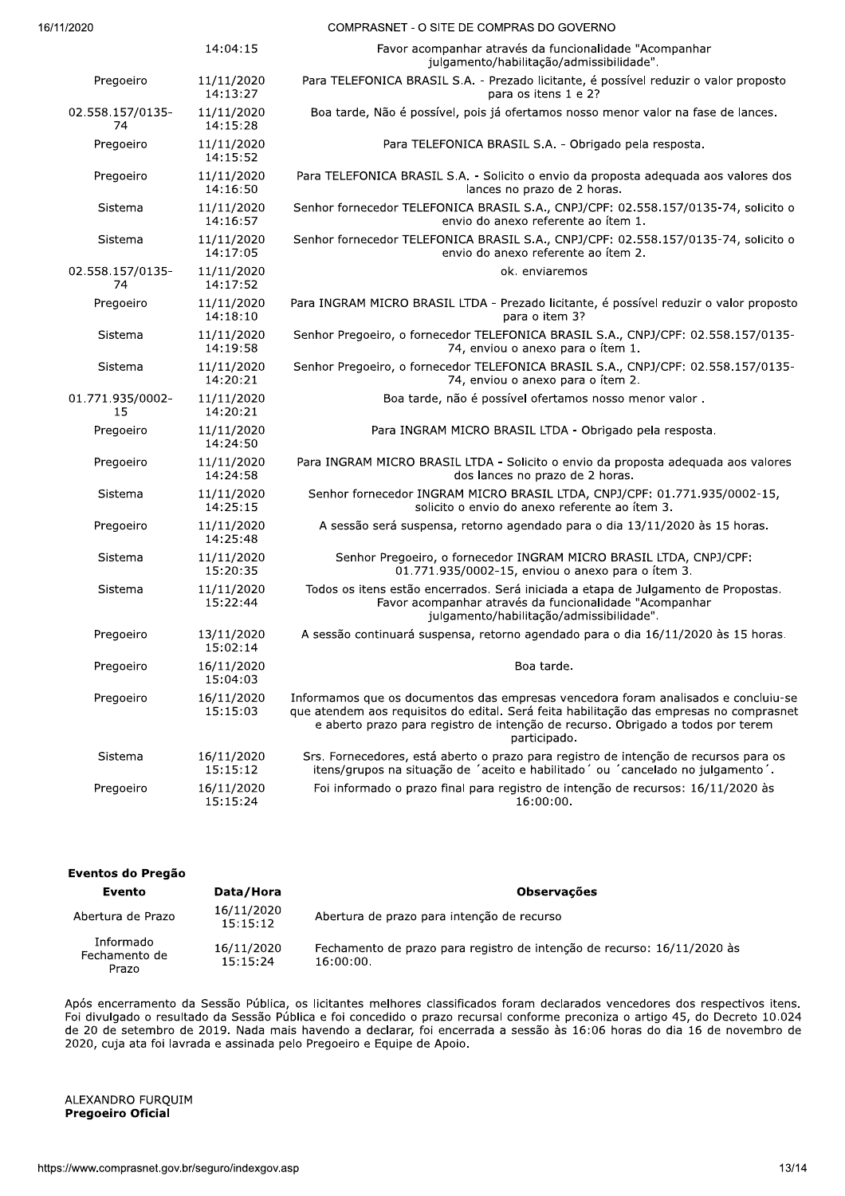| | | |
|---|---|---|
| | 14:04:15 | Favor acompanhar através da funcionalidade "Acompanhar julgamento/habilitação/admissibilidade". |
| Pregoeiro | 11/11/2020 14:13:27 | Para TELEFONICA BRASIL S.A. - Prezado licitante, é possível reduzir o valor proposto para os itens 1 e 2? |
| 02.558.157/0135-74 | 11/11/2020 14:15:28 | Boa tarde, Não é possível, pois já ofertamos nosso menor valor na fase de lances. |
| Pregoeiro | 11/11/2020 14:15:52 | Para TELEFONICA BRASIL S.A. - Obrigado pela resposta. |
| Pregoeiro | 11/11/2020 14:16:50 | Para TELEFONICA BRASIL S.A. - Solicito o envio da proposta adequada aos valores dos lances no prazo de 2 horas. |
| Sistema | 11/11/2020 14:16:57 | Senhor fornecedor TELEFONICA BRASIL S.A., CNPJ/CPF: 02.558.157/0135-74, solicito o envio do anexo referente ao ítem 1. |
| Sistema | 11/11/2020 14:17:05 | Senhor fornecedor TELEFONICA BRASIL S.A., CNPJ/CPF: 02.558.157/0135-74, solicito o envio do anexo referente ao ítem 2. |
| 02.558.157/0135-74 | 11/11/2020 14:17:52 | ok. enviaremos |
| Pregoeiro | 11/11/2020 14:18:10 | Para INGRAM MICRO BRASIL LTDA - Prezado licitante, é possível reduzir o valor proposto para o item 3? |
| Sistema | 11/11/2020 14:19:58 | Senhor Pregoeiro, o fornecedor TELEFONICA BRASIL S.A., CNPJ/CPF: 02.558.157/0135-74, enviou o anexo para o ítem 1. |
| Sistema | 11/11/2020 14:20:21 | Senhor Pregoeiro, o fornecedor TELEFONICA BRASIL S.A., CNPJ/CPF: 02.558.157/0135-74, enviou o anexo para o ítem 2. |
| 01.771.935/0002-15 | 11/11/2020 14:20:21 | Boa tarde, não é possível ofertamos nosso menor valor . |
| Pregoeiro | 11/11/2020 14:24:50 | Para INGRAM MICRO BRASIL LTDA - Obrigado pela resposta. |
| Pregoeiro | 11/11/2020 14:24:58 | Para INGRAM MICRO BRASIL LTDA - Solicito o envio da proposta adequada aos valores dos lances no prazo de 2 horas. |
| Sistema | 11/11/2020 14:25:15 | Senhor fornecedor INGRAM MICRO BRASIL LTDA, CNPJ/CPF: 01.771.935/0002-15, solicito o envio do anexo referente ao ítem 3. |
| Pregoeiro | 11/11/2020 14:25:48 | A sessão será suspensa, retorno agendado para o dia 13/11/2020 às 15 horas. |
| Sistema | 11/11/2020 15:20:35 | Senhor Pregoeiro, o fornecedor INGRAM MICRO BRASIL LTDA, CNPJ/CPF: 01.771.935/0002-15, enviou o anexo para o ítem 3. |
| Sistema | 11/11/2020 15:22:44 | Todos os itens estão encerrados. Será iniciada a etapa de Julgamento de Propostas. Favor acompanhar através da funcionalidade "Acompanhar julgamento/habilitação/admissibilidade". |
| Pregoeiro | 13/11/2020 15:02:14 | A sessão continuará suspensa, retorno agendado para o dia 16/11/2020 às 15 horas. |
| Pregoeiro | 16/11/2020 15:04:03 | Boa tarde. |
| Pregoeiro | 16/11/2020 15:15:03 | Informamos que os documentos das empresas vencedora foram analisados e concluiu-se que atendem aos requisitos do edital. Será feita habilitação das empresas no comprasnet e aberto prazo para registro de intenção de recurso. Obrigado a todos por terem participado. |
| Sistema | 16/11/2020 15:15:12 | Srs. Fornecedores, está aberto o prazo para registro de intenção de recursos para os itens/grupos na situação de ´aceito e habilitado´ ou ´cancelado no julgamento´. |
| Pregoeiro | 16/11/2020 15:15:24 | Foi informado o prazo final para registro de intenção de recursos: 16/11/2020 às 16:00:00. |

**Eventos do Pregão**

| Evento | Data/Hora | Observações |
|---|---|---|
| Abertura de Prazo | 16/11/2020 15:15:12 | Abertura de prazo para intenção de recurso |
| Informado Fechamento de Prazo | 16/11/2020 15:15:24 | Fechamento de prazo para registro de intenção de recurso: 16/11/2020 às 16:00:00. |

Após encerramento da Sessão Pública, os licitantes melhores classificados foram declarados vencedores dos respectivos itens. Foi divulgado o resultado da Sessão Pública e foi concedido o prazo recursal conforme preconiza o artigo 45, do Decreto 10.024 de 20 de setembro de 2019. Nada mais havendo a declarar, foi encerrada a sessão às 16:06 horas do dia 16 de novembro de 2020, cuja ata foi lavrada e assinada pelo Pregoeiro e Equipe de Apoio.

ALEXANDRO FURQUIM
**Pregoeiro Oficial**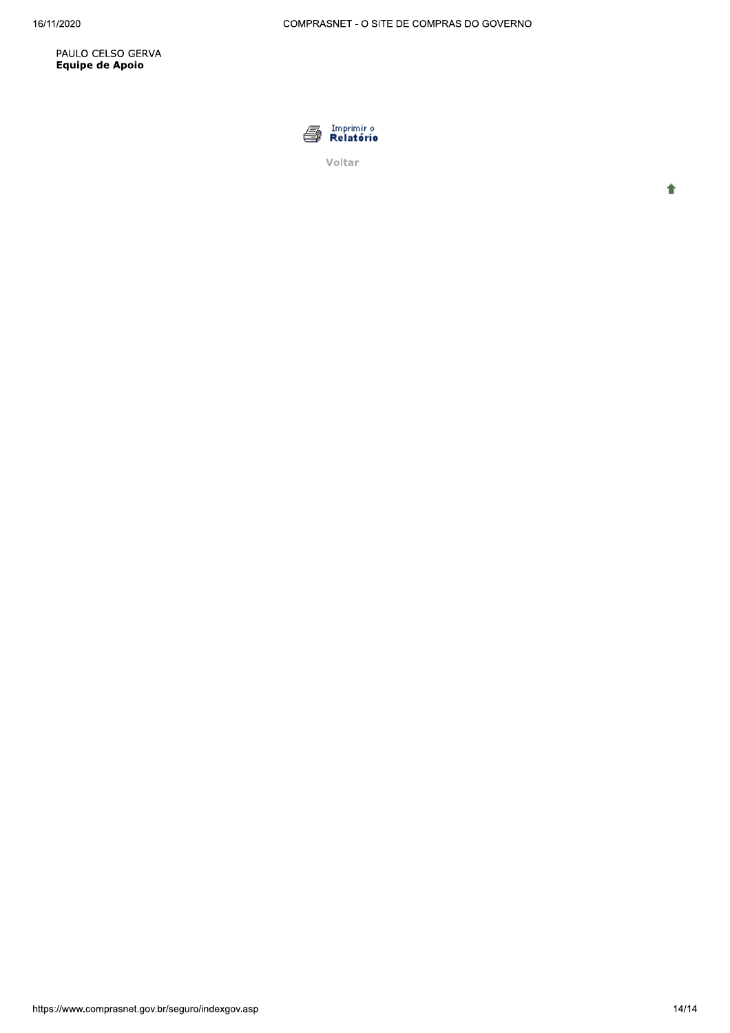PAULO CELSO GERVA
**Equipe de Apoio**

Imprimir o
**Relatório**

Voltar